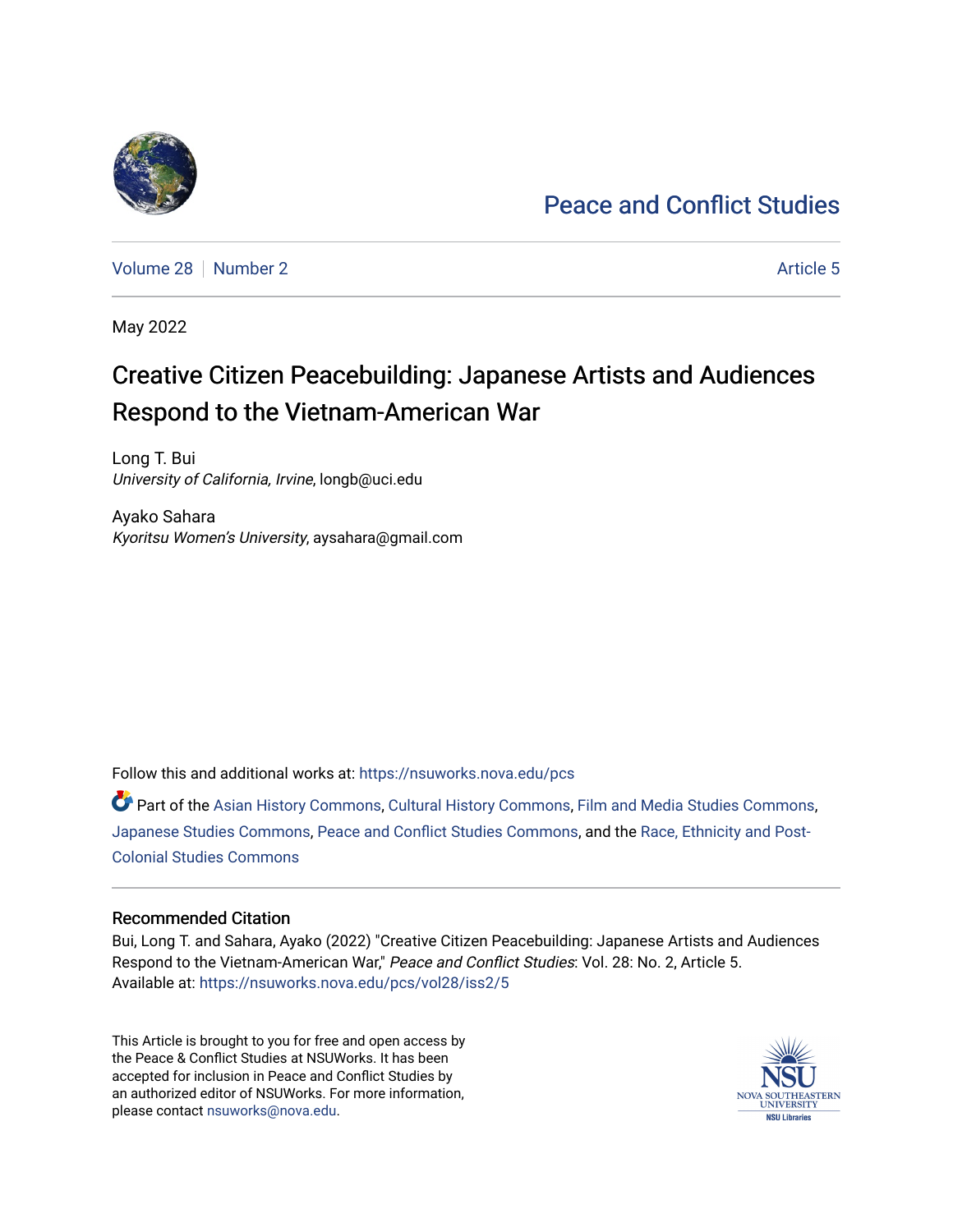# Peace and Conflict Studies

Volume 28 | Number 2 | Article 5

May 2022

# Creative Citizen Peacebuilding: Japanese Artists and Audiences Respond to the Vietnam-American War

Long T. Bui
*University of California, Irvine*, longb@uci.edu

Ayako Sahara
*Kyoritsu Women's University*, aysahara@gmail.com

Follow this and additional works at: https://nsuworks.nova.edu/pcs

Part of the Asian History Commons, Cultural History Commons, Film and Media Studies Commons, Japanese Studies Commons, Peace and Conflict Studies Commons, and the Race, Ethnicity and Post-Colonial Studies Commons

## Recommended Citation

Bui, Long T. and Sahara, Ayako (2022) "Creative Citizen Peacebuilding: Japanese Artists and Audiences Respond to the Vietnam-American War," *Peace and Conflict Studies*: Vol. 28: No. 2, Article 5.
Available at: https://nsuworks.nova.edu/pcs/vol28/iss2/5

This Article is brought to you for free and open access by the Peace & Conflict Studies at NSUWorks. It has been accepted for inclusion in Peace and Conflict Studies by an authorized editor of NSUWorks. For more information, please contact nsuworks@nova.edu.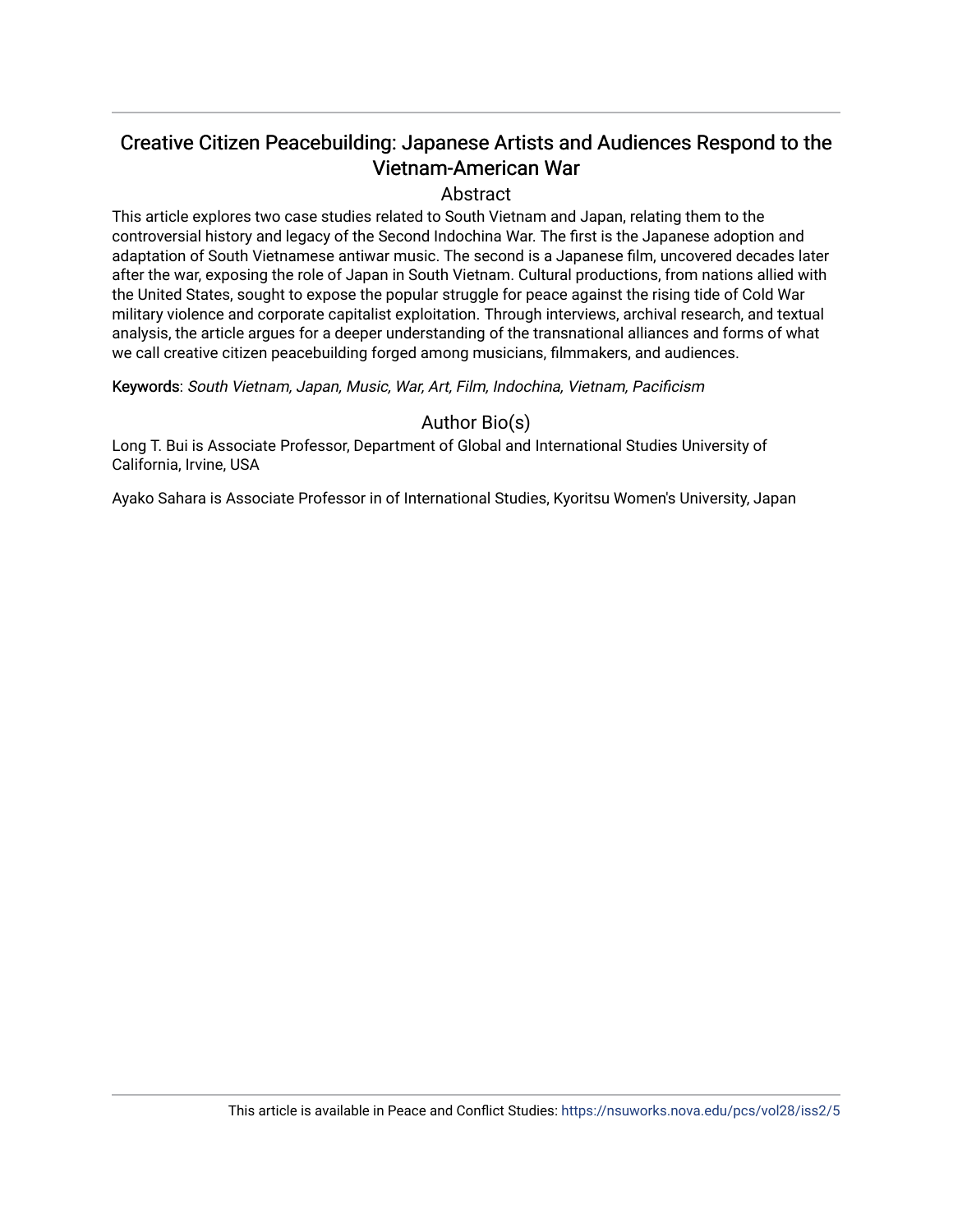# Creative Citizen Peacebuilding: Japanese Artists and Audiences Respond to the Vietnam-American War

## Abstract

This article explores two case studies related to South Vietnam and Japan, relating them to the controversial history and legacy of the Second Indochina War. The first is the Japanese adoption and adaptation of South Vietnamese antiwar music. The second is a Japanese film, uncovered decades later after the war, exposing the role of Japan in South Vietnam. Cultural productions, from nations allied with the United States, sought to expose the popular struggle for peace against the rising tide of Cold War military violence and corporate capitalist exploitation. Through interviews, archival research, and textual analysis, the article argues for a deeper understanding of the transnational alliances and forms of what we call creative citizen peacebuilding forged among musicians, filmmakers, and audiences.

**Keywords**: *South Vietnam, Japan, Music, War, Art, Film, Indochina, Vietnam, Pacificism*

## Author Bio(s)

Long T. Bui is Associate Professor, Department of Global and International Studies University of California, Irvine, USA

Ayako Sahara is Associate Professor in of International Studies, Kyoritsu Women's University, Japan

This article is available in Peace and Conflict Studies: https://nsuworks.nova.edu/pcs/vol28/iss2/5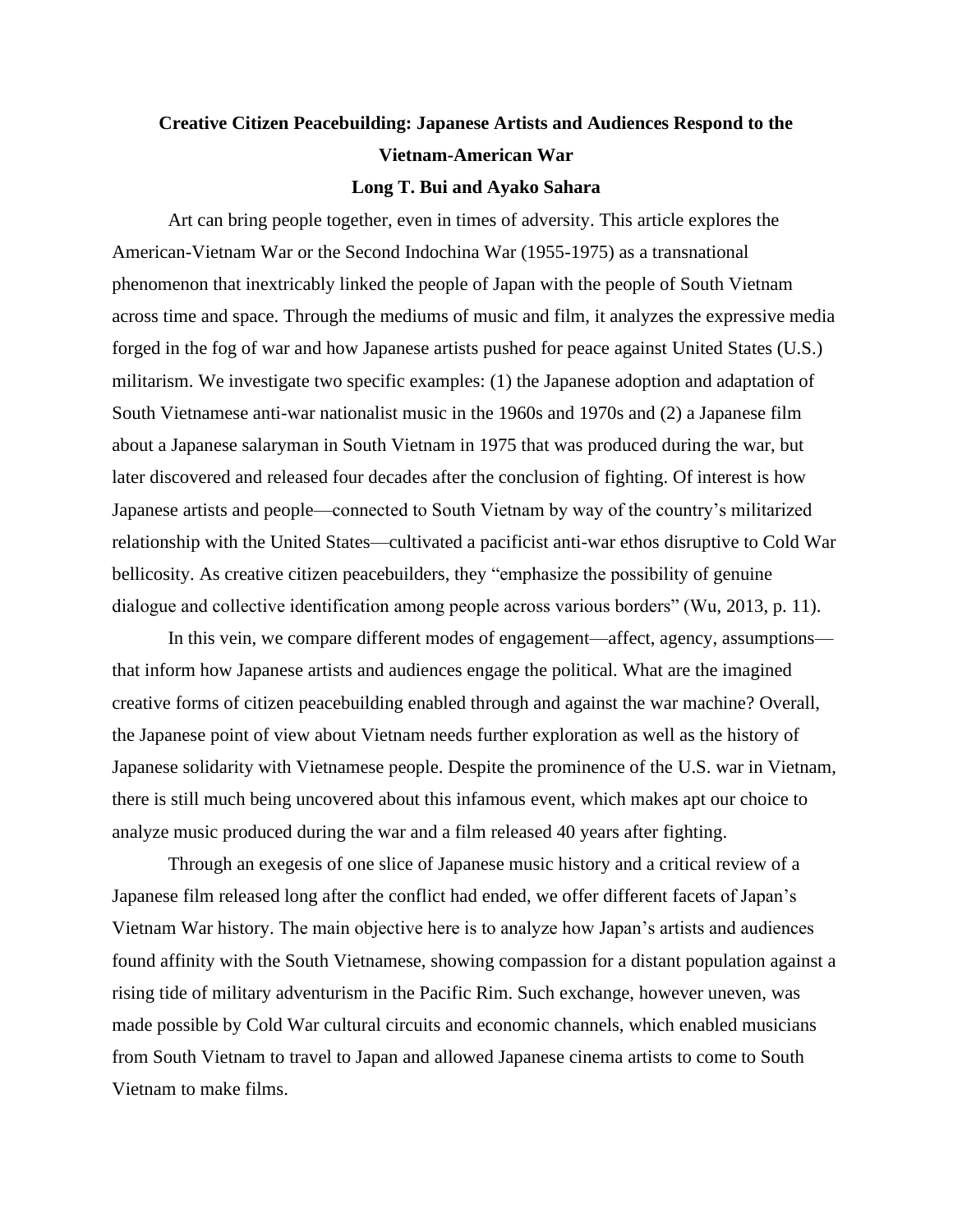**Creative Citizen Peacebuilding: Japanese Artists and Audiences Respond to the Vietnam-American War**

**Long T. Bui and Ayako Sahara**

Art can bring people together, even in times of adversity. This article explores the American-Vietnam War or the Second Indochina War (1955-1975) as a transnational phenomenon that inextricably linked the people of Japan with the people of South Vietnam across time and space. Through the mediums of music and film, it analyzes the expressive media forged in the fog of war and how Japanese artists pushed for peace against United States (U.S.) militarism. We investigate two specific examples: (1) the Japanese adoption and adaptation of South Vietnamese anti-war nationalist music in the 1960s and 1970s and (2) a Japanese film about a Japanese salaryman in South Vietnam in 1975 that was produced during the war, but later discovered and released four decades after the conclusion of fighting. Of interest is how Japanese artists and people—connected to South Vietnam by way of the country's militarized relationship with the United States—cultivated a pacificist anti-war ethos disruptive to Cold War bellicosity. As creative citizen peacebuilders, they "emphasize the possibility of genuine dialogue and collective identification among people across various borders" (Wu, 2013, p. 11).

In this vein, we compare different modes of engagement—affect, agency, assumptions—that inform how Japanese artists and audiences engage the political. What are the imagined creative forms of citizen peacebuilding enabled through and against the war machine? Overall, the Japanese point of view about Vietnam needs further exploration as well as the history of Japanese solidarity with Vietnamese people. Despite the prominence of the U.S. war in Vietnam, there is still much being uncovered about this infamous event, which makes apt our choice to analyze music produced during the war and a film released 40 years after fighting.

Through an exegesis of one slice of Japanese music history and a critical review of a Japanese film released long after the conflict had ended, we offer different facets of Japan's Vietnam War history. The main objective here is to analyze how Japan's artists and audiences found affinity with the South Vietnamese, showing compassion for a distant population against a rising tide of military adventurism in the Pacific Rim. Such exchange, however uneven, was made possible by Cold War cultural circuits and economic channels, which enabled musicians from South Vietnam to travel to Japan and allowed Japanese cinema artists to come to South Vietnam to make films.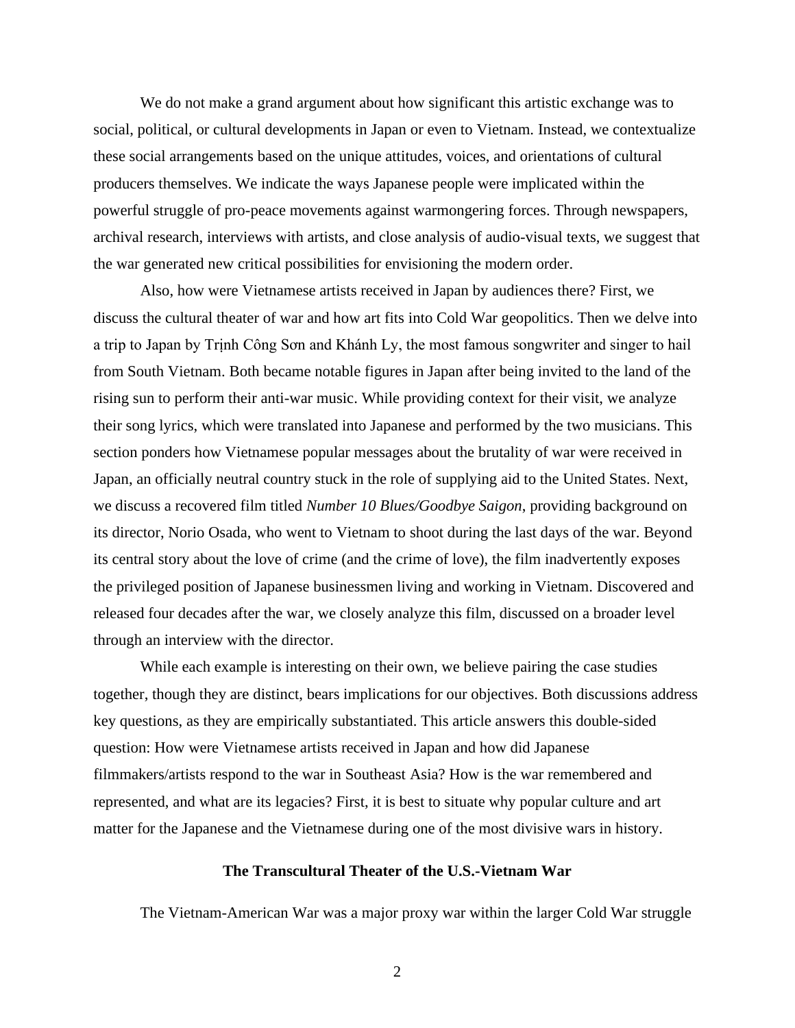We do not make a grand argument about how significant this artistic exchange was to social, political, or cultural developments in Japan or even to Vietnam. Instead, we contextualize these social arrangements based on the unique attitudes, voices, and orientations of cultural producers themselves. We indicate the ways Japanese people were implicated within the powerful struggle of pro-peace movements against warmongering forces. Through newspapers, archival research, interviews with artists, and close analysis of audio-visual texts, we suggest that the war generated new critical possibilities for envisioning the modern order.

Also, how were Vietnamese artists received in Japan by audiences there? First, we discuss the cultural theater of war and how art fits into Cold War geopolitics. Then we delve into a trip to Japan by Trịnh Công Sơn and Khánh Ly, the most famous songwriter and singer to hail from South Vietnam. Both became notable figures in Japan after being invited to the land of the rising sun to perform their anti-war music. While providing context for their visit, we analyze their song lyrics, which were translated into Japanese and performed by the two musicians. This section ponders how Vietnamese popular messages about the brutality of war were received in Japan, an officially neutral country stuck in the role of supplying aid to the United States. Next, we discuss a recovered film titled *Number 10 Blues/Goodbye Saigon*, providing background on its director, Norio Osada, who went to Vietnam to shoot during the last days of the war. Beyond its central story about the love of crime (and the crime of love), the film inadvertently exposes the privileged position of Japanese businessmen living and working in Vietnam. Discovered and released four decades after the war, we closely analyze this film, discussed on a broader level through an interview with the director.

While each example is interesting on their own, we believe pairing the case studies together, though they are distinct, bears implications for our objectives. Both discussions address key questions, as they are empirically substantiated. This article answers this double-sided question: How were Vietnamese artists received in Japan and how did Japanese filmmakers/artists respond to the war in Southeast Asia? How is the war remembered and represented, and what are its legacies? First, it is best to situate why popular culture and art matter for the Japanese and the Vietnamese during one of the most divisive wars in history.

## The Transcultural Theater of the U.S.-Vietnam War

The Vietnam-American War was a major proxy war within the larger Cold War struggle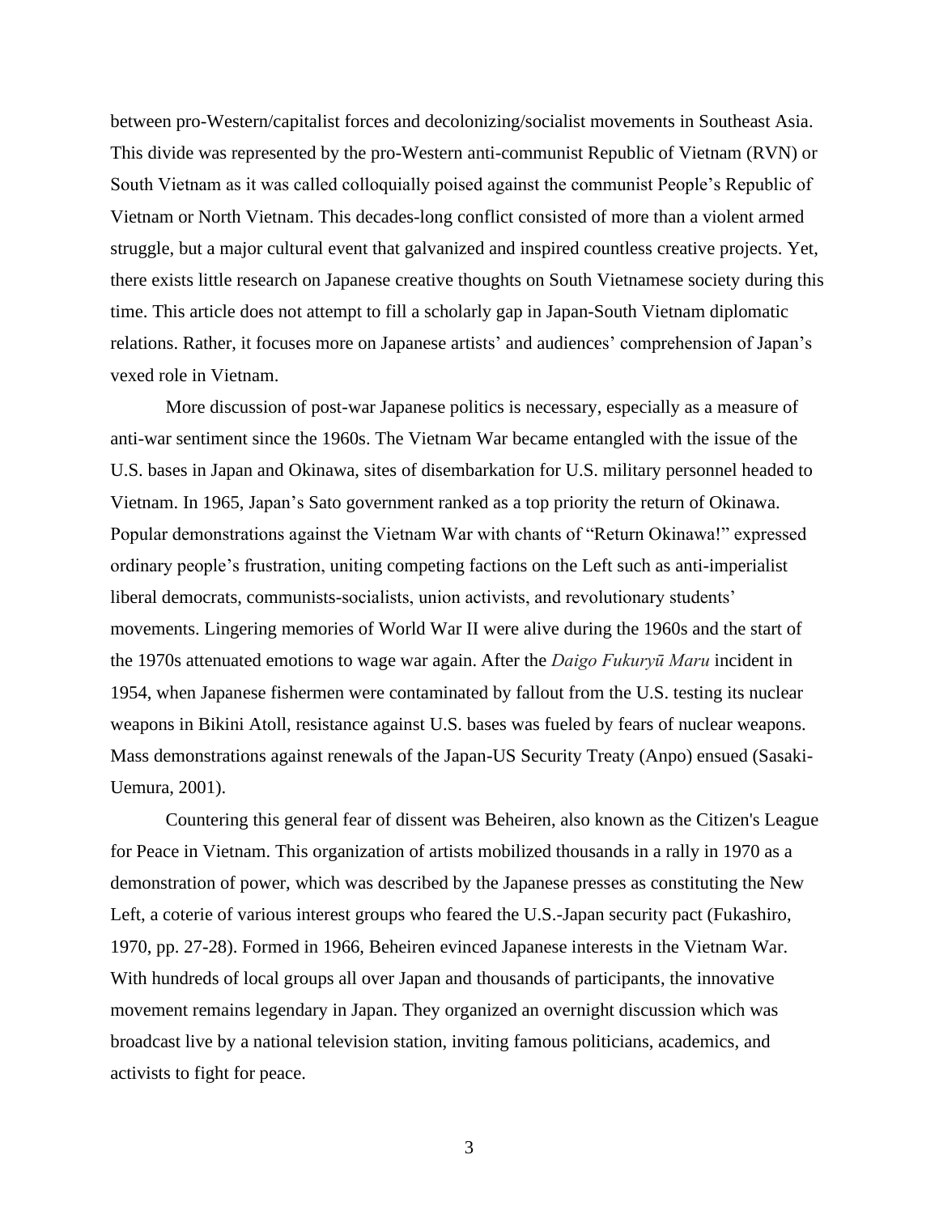between pro-Western/capitalist forces and decolonizing/socialist movements in Southeast Asia. This divide was represented by the pro-Western anti-communist Republic of Vietnam (RVN) or South Vietnam as it was called colloquially poised against the communist People's Republic of Vietnam or North Vietnam. This decades-long conflict consisted of more than a violent armed struggle, but a major cultural event that galvanized and inspired countless creative projects. Yet, there exists little research on Japanese creative thoughts on South Vietnamese society during this time. This article does not attempt to fill a scholarly gap in Japan-South Vietnam diplomatic relations. Rather, it focuses more on Japanese artists' and audiences' comprehension of Japan's vexed role in Vietnam.

More discussion of post-war Japanese politics is necessary, especially as a measure of anti-war sentiment since the 1960s. The Vietnam War became entangled with the issue of the U.S. bases in Japan and Okinawa, sites of disembarkation for U.S. military personnel headed to Vietnam. In 1965, Japan's Sato government ranked as a top priority the return of Okinawa. Popular demonstrations against the Vietnam War with chants of "Return Okinawa!" expressed ordinary people's frustration, uniting competing factions on the Left such as anti-imperialist liberal democrats, communists-socialists, union activists, and revolutionary students' movements. Lingering memories of World War II were alive during the 1960s and the start of the 1970s attenuated emotions to wage war again. After the *Daigo Fukuryū Maru* incident in 1954, when Japanese fishermen were contaminated by fallout from the U.S. testing its nuclear weapons in Bikini Atoll, resistance against U.S. bases was fueled by fears of nuclear weapons. Mass demonstrations against renewals of the Japan-US Security Treaty (Anpo) ensued (Sasaki-Uemura, 2001).

Countering this general fear of dissent was Beheiren, also known as the Citizen's League for Peace in Vietnam. This organization of artists mobilized thousands in a rally in 1970 as a demonstration of power, which was described by the Japanese presses as constituting the New Left, a coterie of various interest groups who feared the U.S.-Japan security pact (Fukashiro, 1970, pp. 27-28). Formed in 1966, Beheiren evinced Japanese interests in the Vietnam War. With hundreds of local groups all over Japan and thousands of participants, the innovative movement remains legendary in Japan. They organized an overnight discussion which was broadcast live by a national television station, inviting famous politicians, academics, and activists to fight for peace.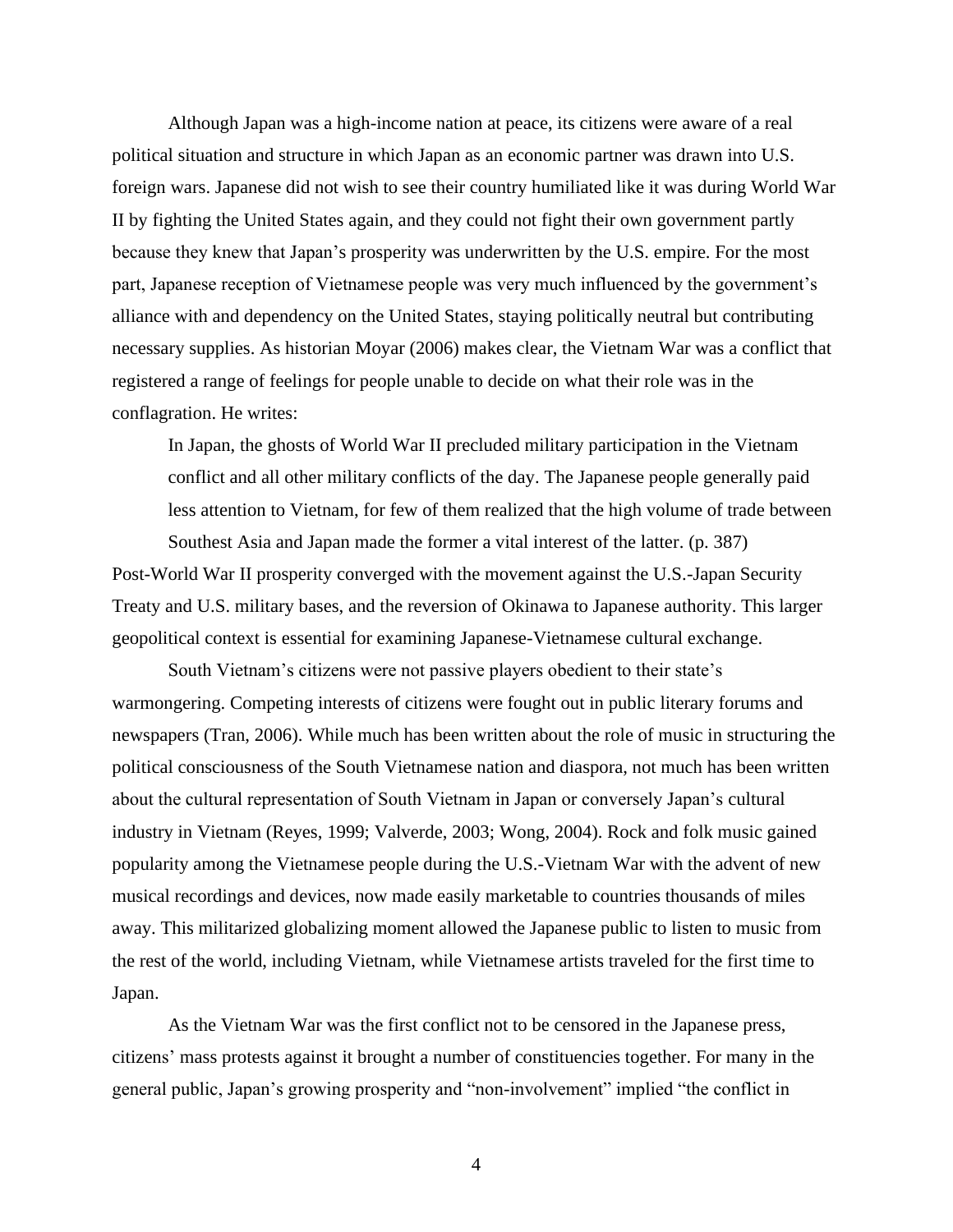Although Japan was a high-income nation at peace, its citizens were aware of a real political situation and structure in which Japan as an economic partner was drawn into U.S. foreign wars. Japanese did not wish to see their country humiliated like it was during World War II by fighting the United States again, and they could not fight their own government partly because they knew that Japan's prosperity was underwritten by the U.S. empire. For the most part, Japanese reception of Vietnamese people was very much influenced by the government's alliance with and dependency on the United States, staying politically neutral but contributing necessary supplies. As historian Moyar (2006) makes clear, the Vietnam War was a conflict that registered a range of feelings for people unable to decide on what their role was in the conflagration. He writes:

> In Japan, the ghosts of World War II precluded military participation in the Vietnam conflict and all other military conflicts of the day. The Japanese people generally paid less attention to Vietnam, for few of them realized that the high volume of trade between Southest Asia and Japan made the former a vital interest of the latter. (p. 387)

Post-World War II prosperity converged with the movement against the U.S.-Japan Security Treaty and U.S. military bases, and the reversion of Okinawa to Japanese authority. This larger geopolitical context is essential for examining Japanese-Vietnamese cultural exchange.

South Vietnam's citizens were not passive players obedient to their state's warmongering. Competing interests of citizens were fought out in public literary forums and newspapers (Tran, 2006). While much has been written about the role of music in structuring the political consciousness of the South Vietnamese nation and diaspora, not much has been written about the cultural representation of South Vietnam in Japan or conversely Japan's cultural industry in Vietnam (Reyes, 1999; Valverde, 2003; Wong, 2004). Rock and folk music gained popularity among the Vietnamese people during the U.S.-Vietnam War with the advent of new musical recordings and devices, now made easily marketable to countries thousands of miles away. This militarized globalizing moment allowed the Japanese public to listen to music from the rest of the world, including Vietnam, while Vietnamese artists traveled for the first time to Japan.

As the Vietnam War was the first conflict not to be censored in the Japanese press, citizens' mass protests against it brought a number of constituencies together. For many in the general public, Japan's growing prosperity and "non-involvement" implied "the conflict in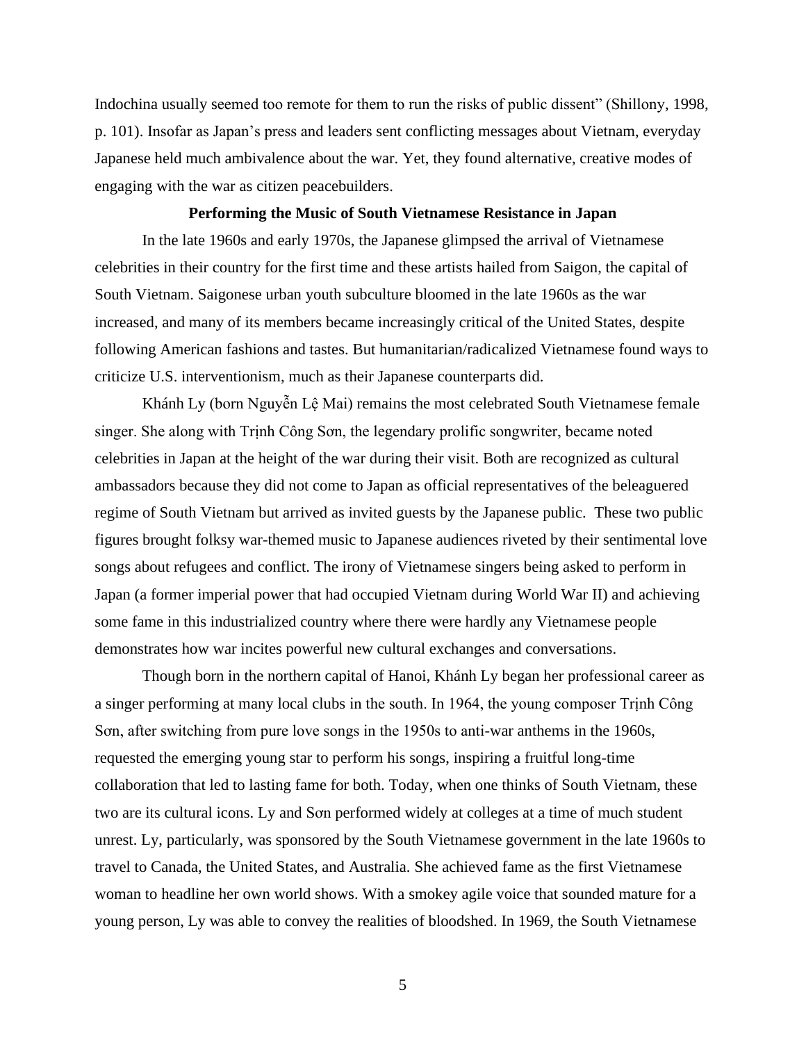Indochina usually seemed too remote for them to run the risks of public dissent" (Shillony, 1998, p. 101). Insofar as Japan's press and leaders sent conflicting messages about Vietnam, everyday Japanese held much ambivalence about the war. Yet, they found alternative, creative modes of engaging with the war as citizen peacebuilders.

## Performing the Music of South Vietnamese Resistance in Japan

In the late 1960s and early 1970s, the Japanese glimpsed the arrival of Vietnamese celebrities in their country for the first time and these artists hailed from Saigon, the capital of South Vietnam. Saigonese urban youth subculture bloomed in the late 1960s as the war increased, and many of its members became increasingly critical of the United States, despite following American fashions and tastes. But humanitarian/radicalized Vietnamese found ways to criticize U.S. interventionism, much as their Japanese counterparts did.

Khánh Ly (born Nguyễn Lệ Mai) remains the most celebrated South Vietnamese female singer. She along with Trịnh Công Sơn, the legendary prolific songwriter, became noted celebrities in Japan at the height of the war during their visit. Both are recognized as cultural ambassadors because they did not come to Japan as official representatives of the beleaguered regime of South Vietnam but arrived as invited guests by the Japanese public. These two public figures brought folksy war-themed music to Japanese audiences riveted by their sentimental love songs about refugees and conflict. The irony of Vietnamese singers being asked to perform in Japan (a former imperial power that had occupied Vietnam during World War II) and achieving some fame in this industrialized country where there were hardly any Vietnamese people demonstrates how war incites powerful new cultural exchanges and conversations.

Though born in the northern capital of Hanoi, Khánh Ly began her professional career as a singer performing at many local clubs in the south. In 1964, the young composer Trịnh Công Sơn, after switching from pure love songs in the 1950s to anti-war anthems in the 1960s, requested the emerging young star to perform his songs, inspiring a fruitful long-time collaboration that led to lasting fame for both. Today, when one thinks of South Vietnam, these two are its cultural icons. Ly and Sơn performed widely at colleges at a time of much student unrest. Ly, particularly, was sponsored by the South Vietnamese government in the late 1960s to travel to Canada, the United States, and Australia. She achieved fame as the first Vietnamese woman to headline her own world shows. With a smokey agile voice that sounded mature for a young person, Ly was able to convey the realities of bloodshed. In 1969, the South Vietnamese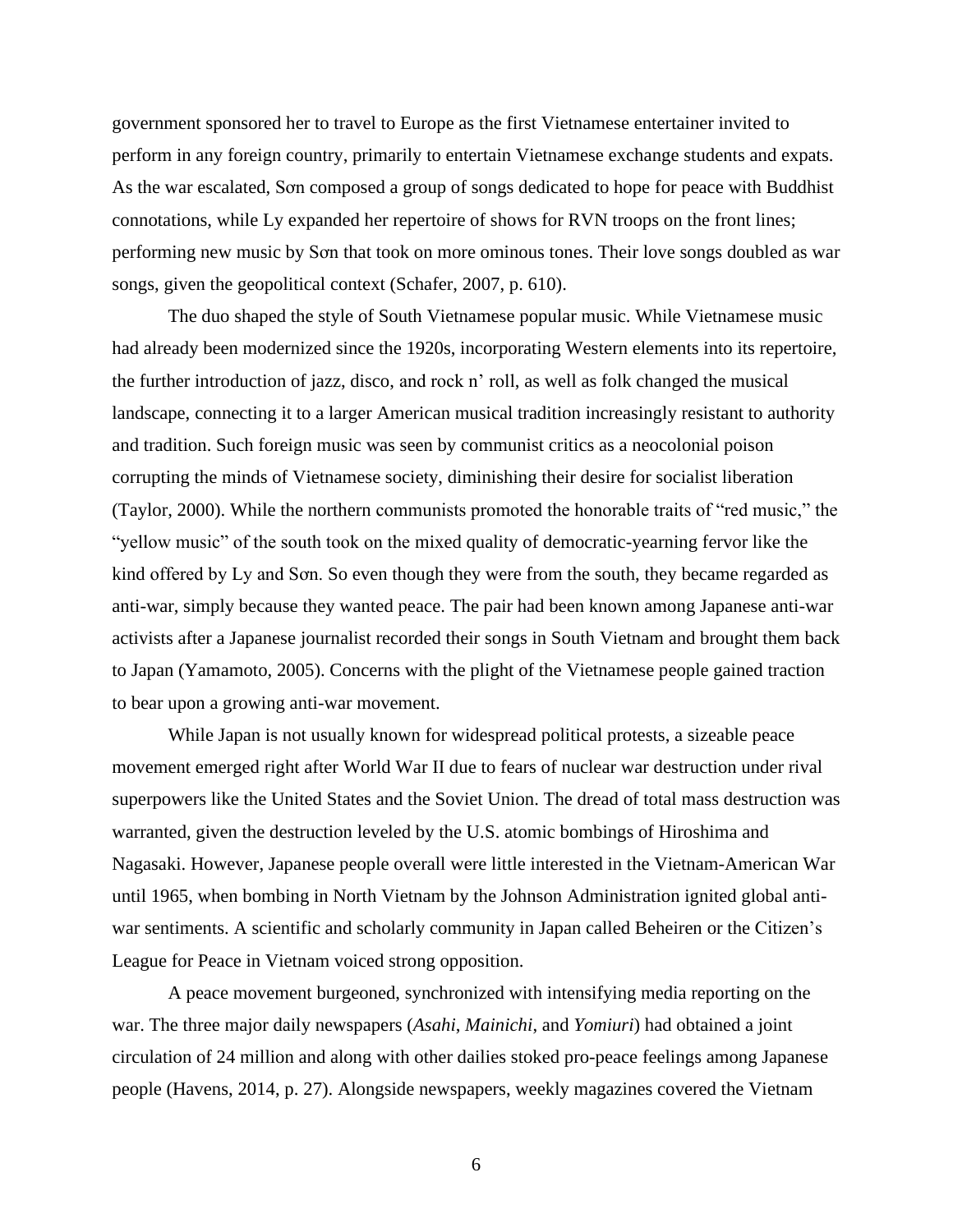government sponsored her to travel to Europe as the first Vietnamese entertainer invited to perform in any foreign country, primarily to entertain Vietnamese exchange students and expats. As the war escalated, Sơn composed a group of songs dedicated to hope for peace with Buddhist connotations, while Ly expanded her repertoire of shows for RVN troops on the front lines; performing new music by Sơn that took on more ominous tones. Their love songs doubled as war songs, given the geopolitical context (Schafer, 2007, p. 610).

The duo shaped the style of South Vietnamese popular music. While Vietnamese music had already been modernized since the 1920s, incorporating Western elements into its repertoire, the further introduction of jazz, disco, and rock n' roll, as well as folk changed the musical landscape, connecting it to a larger American musical tradition increasingly resistant to authority and tradition. Such foreign music was seen by communist critics as a neocolonial poison corrupting the minds of Vietnamese society, diminishing their desire for socialist liberation (Taylor, 2000). While the northern communists promoted the honorable traits of "red music," the "yellow music" of the south took on the mixed quality of democratic-yearning fervor like the kind offered by Ly and Sơn. So even though they were from the south, they became regarded as anti-war, simply because they wanted peace. The pair had been known among Japanese anti-war activists after a Japanese journalist recorded their songs in South Vietnam and brought them back to Japan (Yamamoto, 2005). Concerns with the plight of the Vietnamese people gained traction to bear upon a growing anti-war movement.

While Japan is not usually known for widespread political protests, a sizeable peace movement emerged right after World War II due to fears of nuclear war destruction under rival superpowers like the United States and the Soviet Union. The dread of total mass destruction was warranted, given the destruction leveled by the U.S. atomic bombings of Hiroshima and Nagasaki. However, Japanese people overall were little interested in the Vietnam-American War until 1965, when bombing in North Vietnam by the Johnson Administration ignited global anti-war sentiments. A scientific and scholarly community in Japan called Beheiren or the Citizen's League for Peace in Vietnam voiced strong opposition.

A peace movement burgeoned, synchronized with intensifying media reporting on the war. The three major daily newspapers (*Asahi*, *Mainichi*, and *Yomiuri*) had obtained a joint circulation of 24 million and along with other dailies stoked pro-peace feelings among Japanese people (Havens, 2014, p. 27). Alongside newspapers, weekly magazines covered the Vietnam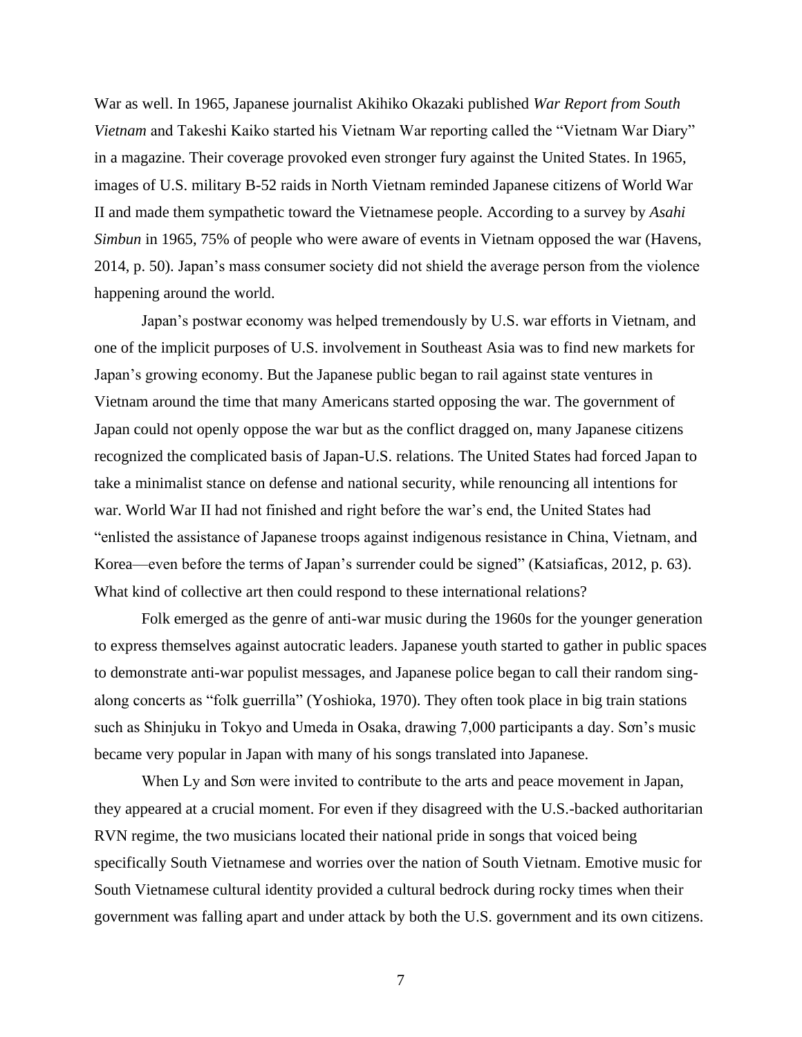War as well. In 1965, Japanese journalist Akihiko Okazaki published *War Report from South Vietnam* and Takeshi Kaiko started his Vietnam War reporting called the "Vietnam War Diary" in a magazine. Their coverage provoked even stronger fury against the United States. In 1965, images of U.S. military B-52 raids in North Vietnam reminded Japanese citizens of World War II and made them sympathetic toward the Vietnamese people. According to a survey by *Asahi Simbun* in 1965, 75% of people who were aware of events in Vietnam opposed the war (Havens, 2014, p. 50). Japan's mass consumer society did not shield the average person from the violence happening around the world.

Japan's postwar economy was helped tremendously by U.S. war efforts in Vietnam, and one of the implicit purposes of U.S. involvement in Southeast Asia was to find new markets for Japan's growing economy. But the Japanese public began to rail against state ventures in Vietnam around the time that many Americans started opposing the war. The government of Japan could not openly oppose the war but as the conflict dragged on, many Japanese citizens recognized the complicated basis of Japan-U.S. relations. The United States had forced Japan to take a minimalist stance on defense and national security, while renouncing all intentions for war. World War II had not finished and right before the war's end, the United States had "enlisted the assistance of Japanese troops against indigenous resistance in China, Vietnam, and Korea—even before the terms of Japan's surrender could be signed" (Katsiaficas, 2012, p. 63). What kind of collective art then could respond to these international relations?

Folk emerged as the genre of anti-war music during the 1960s for the younger generation to express themselves against autocratic leaders. Japanese youth started to gather in public spaces to demonstrate anti-war populist messages, and Japanese police began to call their random sing-along concerts as "folk guerrilla" (Yoshioka, 1970). They often took place in big train stations such as Shinjuku in Tokyo and Umeda in Osaka, drawing 7,000 participants a day. Sơn's music became very popular in Japan with many of his songs translated into Japanese.

When Ly and Sơn were invited to contribute to the arts and peace movement in Japan, they appeared at a crucial moment. For even if they disagreed with the U.S.-backed authoritarian RVN regime, the two musicians located their national pride in songs that voiced being specifically South Vietnamese and worries over the nation of South Vietnam. Emotive music for South Vietnamese cultural identity provided a cultural bedrock during rocky times when their government was falling apart and under attack by both the U.S. government and its own citizens.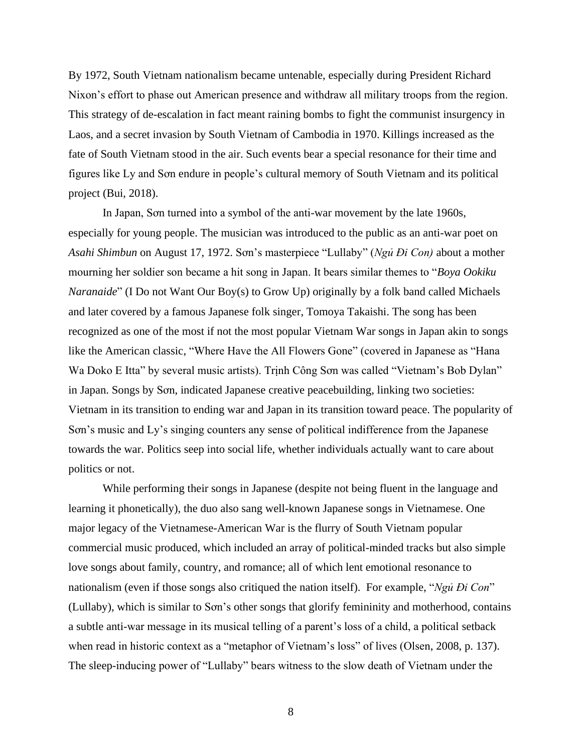By 1972, South Vietnam nationalism became untenable, especially during President Richard Nixon's effort to phase out American presence and withdraw all military troops from the region. This strategy of de-escalation in fact meant raining bombs to fight the communist insurgency in Laos, and a secret invasion by South Vietnam of Cambodia in 1970. Killings increased as the fate of South Vietnam stood in the air. Such events bear a special resonance for their time and figures like Ly and Sơn endure in people's cultural memory of South Vietnam and its political project (Bui, 2018).

In Japan, Sơn turned into a symbol of the anti-war movement by the late 1960s, especially for young people. The musician was introduced to the public as an anti-war poet on *Asahi Shimbun* on August 17, 1972. Sơn's masterpiece "Lullaby" (*Ngủ Đi Con)* about a mother mourning her soldier son became a hit song in Japan. It bears similar themes to "*Boya Ookiku Naranaide*" (I Do not Want Our Boy(s) to Grow Up) originally by a folk band called Michaels and later covered by a famous Japanese folk singer, Tomoya Takaishi. The song has been recognized as one of the most if not the most popular Vietnam War songs in Japan akin to songs like the American classic, "Where Have the All Flowers Gone" (covered in Japanese as "Hana Wa Doko E Itta" by several music artists). Trịnh Công Sơn was called "Vietnam's Bob Dylan" in Japan. Songs by Sơn, indicated Japanese creative peacebuilding, linking two societies: Vietnam in its transition to ending war and Japan in its transition toward peace. The popularity of Sơn's music and Ly's singing counters any sense of political indifference from the Japanese towards the war. Politics seep into social life, whether individuals actually want to care about politics or not.

While performing their songs in Japanese (despite not being fluent in the language and learning it phonetically), the duo also sang well-known Japanese songs in Vietnamese. One major legacy of the Vietnamese-American War is the flurry of South Vietnam popular commercial music produced, which included an array of political-minded tracks but also simple love songs about family, country, and romance; all of which lent emotional resonance to nationalism (even if those songs also critiqued the nation itself). For example, "*Ngủ Đi Con*" (Lullaby), which is similar to Sơn's other songs that glorify femininity and motherhood, contains a subtle anti-war message in its musical telling of a parent's loss of a child, a political setback when read in historic context as a "metaphor of Vietnam's loss" of lives (Olsen, 2008, p. 137). The sleep-inducing power of "Lullaby" bears witness to the slow death of Vietnam under the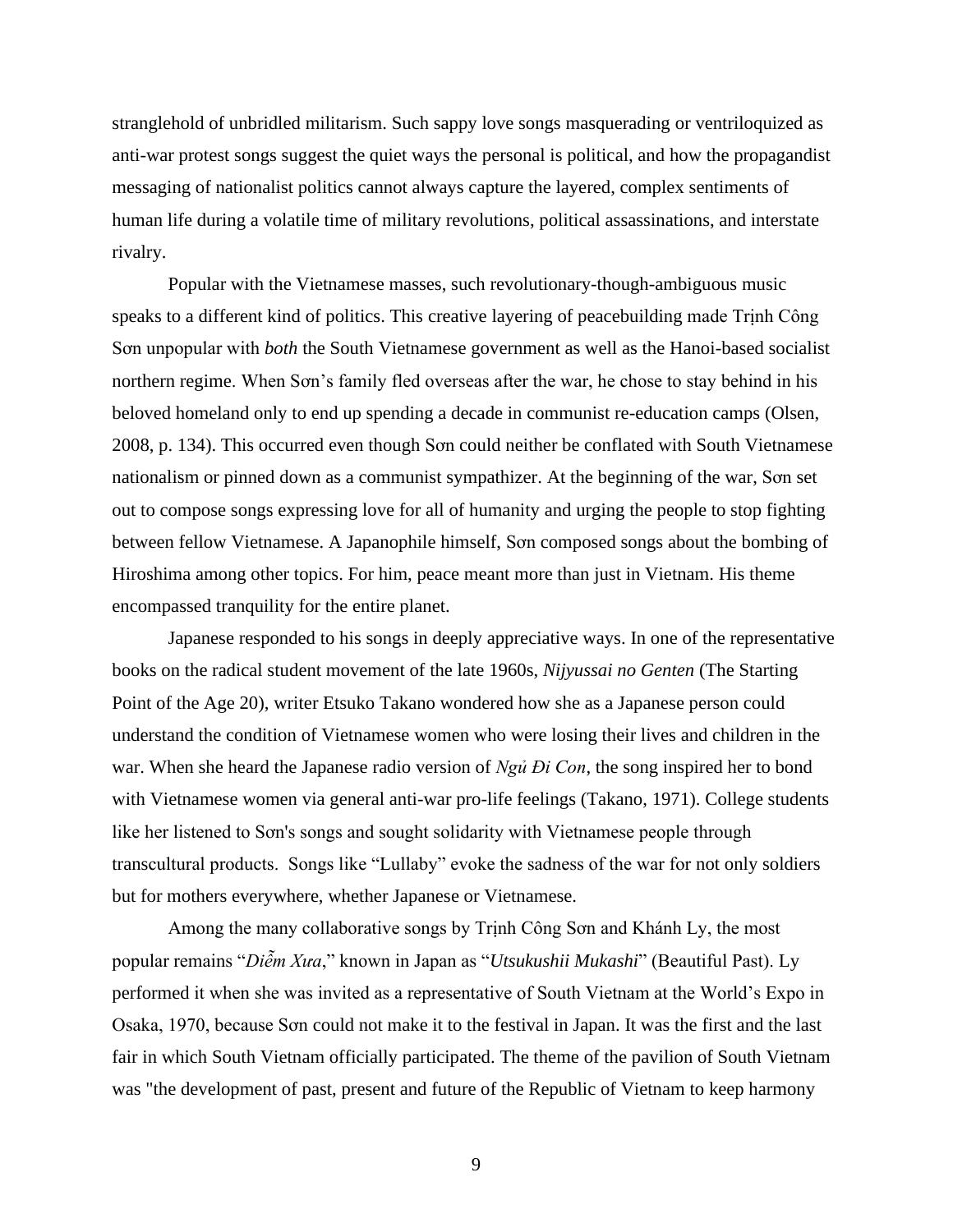stranglehold of unbridled militarism. Such sappy love songs masquerading or ventriloquized as anti-war protest songs suggest the quiet ways the personal is political, and how the propagandist messaging of nationalist politics cannot always capture the layered, complex sentiments of human life during a volatile time of military revolutions, political assassinations, and interstate rivalry.

Popular with the Vietnamese masses, such revolutionary-though-ambiguous music speaks to a different kind of politics. This creative layering of peacebuilding made Trịnh Công Sơn unpopular with *both* the South Vietnamese government as well as the Hanoi-based socialist northern regime. When Sơn's family fled overseas after the war, he chose to stay behind in his beloved homeland only to end up spending a decade in communist re-education camps (Olsen, 2008, p. 134). This occurred even though Sơn could neither be conflated with South Vietnamese nationalism or pinned down as a communist sympathizer. At the beginning of the war, Sơn set out to compose songs expressing love for all of humanity and urging the people to stop fighting between fellow Vietnamese. A Japanophile himself, Sơn composed songs about the bombing of Hiroshima among other topics. For him, peace meant more than just in Vietnam. His theme encompassed tranquility for the entire planet.

Japanese responded to his songs in deeply appreciative ways. In one of the representative books on the radical student movement of the late 1960s, *Nijyussai no Genten* (The Starting Point of the Age 20), writer Etsuko Takano wondered how she as a Japanese person could understand the condition of Vietnamese women who were losing their lives and children in the war. When she heard the Japanese radio version of *Ngủ Đi Con*, the song inspired her to bond with Vietnamese women via general anti-war pro-life feelings (Takano, 1971). College students like her listened to Sơn's songs and sought solidarity with Vietnamese people through transcultural products. Songs like "Lullaby" evoke the sadness of the war for not only soldiers but for mothers everywhere, whether Japanese or Vietnamese.

Among the many collaborative songs by Trịnh Công Sơn and Khánh Ly, the most popular remains "*Diễm Xưa*," known in Japan as "*Utsukushii Mukashi*" (Beautiful Past). Ly performed it when she was invited as a representative of South Vietnam at the World's Expo in Osaka, 1970, because Sơn could not make it to the festival in Japan. It was the first and the last fair in which South Vietnam officially participated. The theme of the pavilion of South Vietnam was "the development of past, present and future of the Republic of Vietnam to keep harmony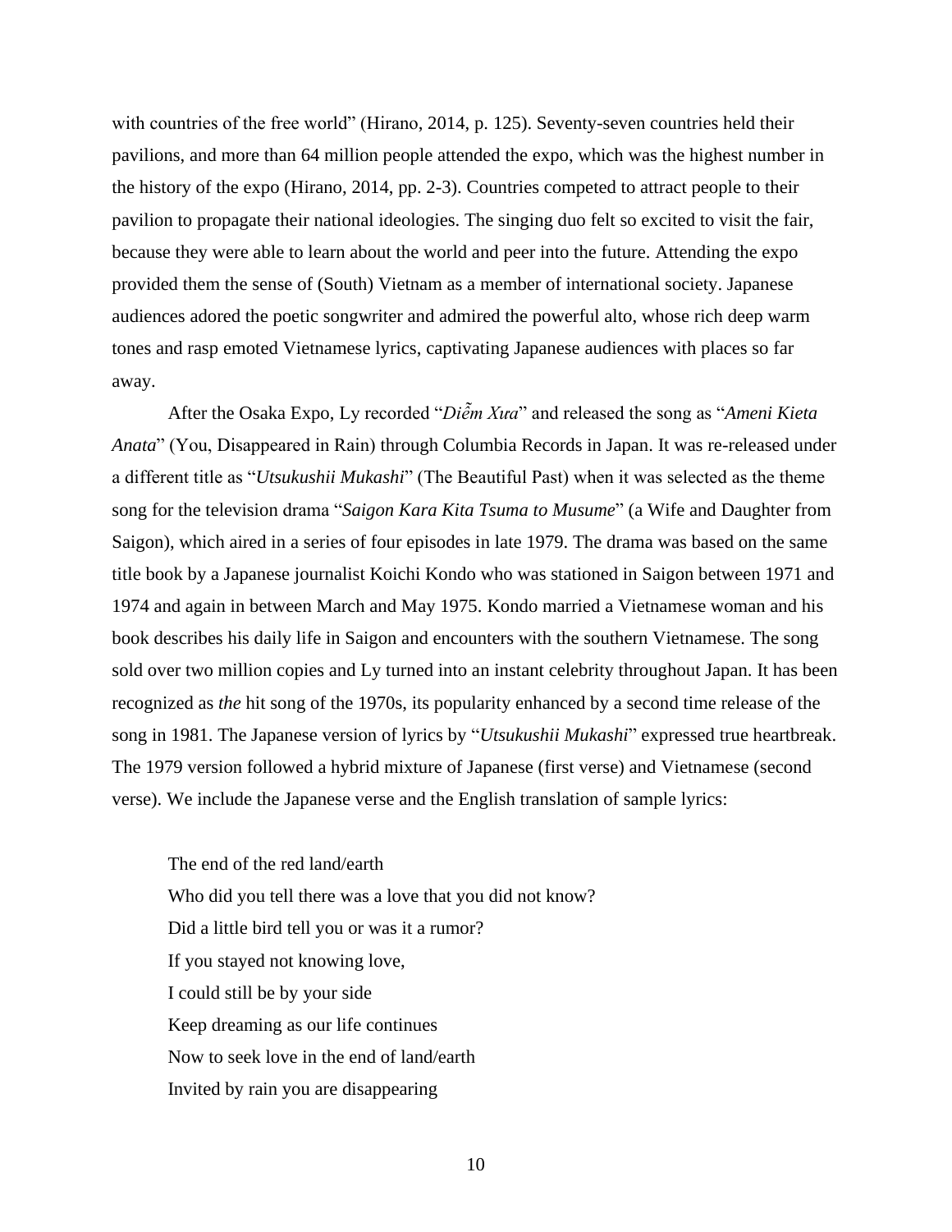with countries of the free world" (Hirano, 2014, p. 125). Seventy-seven countries held their pavilions, and more than 64 million people attended the expo, which was the highest number in the history of the expo (Hirano, 2014, pp. 2-3). Countries competed to attract people to their pavilion to propagate their national ideologies. The singing duo felt so excited to visit the fair, because they were able to learn about the world and peer into the future. Attending the expo provided them the sense of (South) Vietnam as a member of international society. Japanese audiences adored the poetic songwriter and admired the powerful alto, whose rich deep warm tones and rasp emoted Vietnamese lyrics, captivating Japanese audiences with places so far away.

After the Osaka Expo, Ly recorded "*Diễm Xưa*" and released the song as "*Ameni Kieta Anata*" (You, Disappeared in Rain) through Columbia Records in Japan. It was re-released under a different title as "*Utsukushii Mukashi*" (The Beautiful Past) when it was selected as the theme song for the television drama "*Saigon Kara Kita Tsuma to Musume*" (a Wife and Daughter from Saigon), which aired in a series of four episodes in late 1979. The drama was based on the same title book by a Japanese journalist Koichi Kondo who was stationed in Saigon between 1971 and 1974 and again in between March and May 1975. Kondo married a Vietnamese woman and his book describes his daily life in Saigon and encounters with the southern Vietnamese. The song sold over two million copies and Ly turned into an instant celebrity throughout Japan. It has been recognized as *the* hit song of the 1970s, its popularity enhanced by a second time release of the song in 1981. The Japanese version of lyrics by "*Utsukushii Mukashi*" expressed true heartbreak. The 1979 version followed a hybrid mixture of Japanese (first verse) and Vietnamese (second verse). We include the Japanese verse and the English translation of sample lyrics:

> The end of the red land/earth
> Who did you tell there was a love that you did not know?
> Did a little bird tell you or was it a rumor?
> If you stayed not knowing love,
> I could still be by your side
> Keep dreaming as our life continues
> Now to seek love in the end of land/earth
> Invited by rain you are disappearing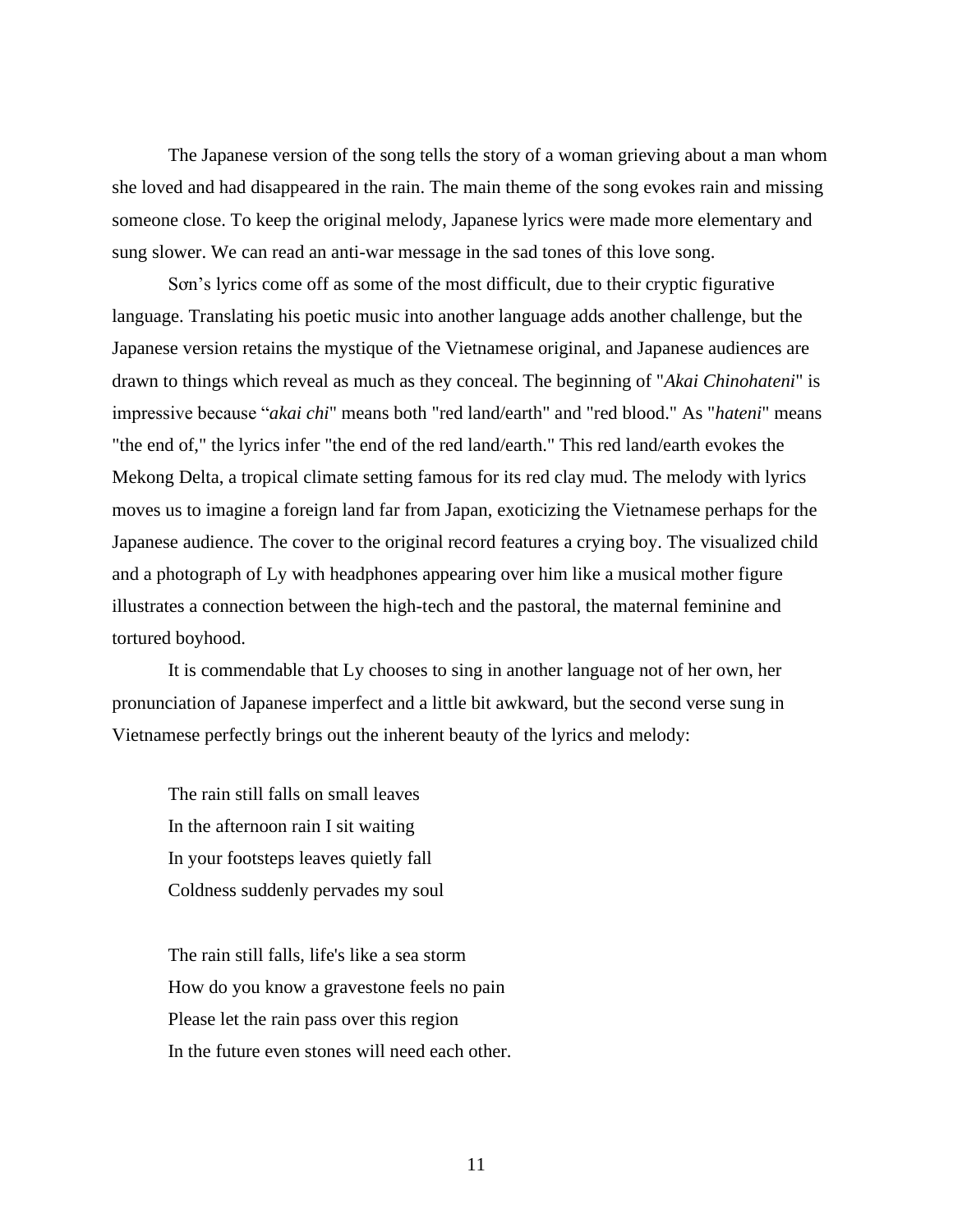The Japanese version of the song tells the story of a woman grieving about a man whom she loved and had disappeared in the rain. The main theme of the song evokes rain and missing someone close. To keep the original melody, Japanese lyrics were made more elementary and sung slower. We can read an anti-war message in the sad tones of this love song.

Sơn's lyrics come off as some of the most difficult, due to their cryptic figurative language. Translating his poetic music into another language adds another challenge, but the Japanese version retains the mystique of the Vietnamese original, and Japanese audiences are drawn to things which reveal as much as they conceal. The beginning of "*Akai Chinohateni*" is impressive because "*akai chi*" means both "red land/earth" and "red blood." As "*hateni*" means "the end of," the lyrics infer "the end of the red land/earth." This red land/earth evokes the Mekong Delta, a tropical climate setting famous for its red clay mud. The melody with lyrics moves us to imagine a foreign land far from Japan, exoticizing the Vietnamese perhaps for the Japanese audience. The cover to the original record features a crying boy. The visualized child and a photograph of Ly with headphones appearing over him like a musical mother figure illustrates a connection between the high-tech and the pastoral, the maternal feminine and tortured boyhood.

It is commendable that Ly chooses to sing in another language not of her own, her pronunciation of Japanese imperfect and a little bit awkward, but the second verse sung in Vietnamese perfectly brings out the inherent beauty of the lyrics and melody:

> The rain still falls on small leaves
> In the afternoon rain I sit waiting
> In your footsteps leaves quietly fall
> Coldness suddenly pervades my soul
>
> The rain still falls, life's like a sea storm
> How do you know a gravestone feels no pain
> Please let the rain pass over this region
> In the future even stones will need each other.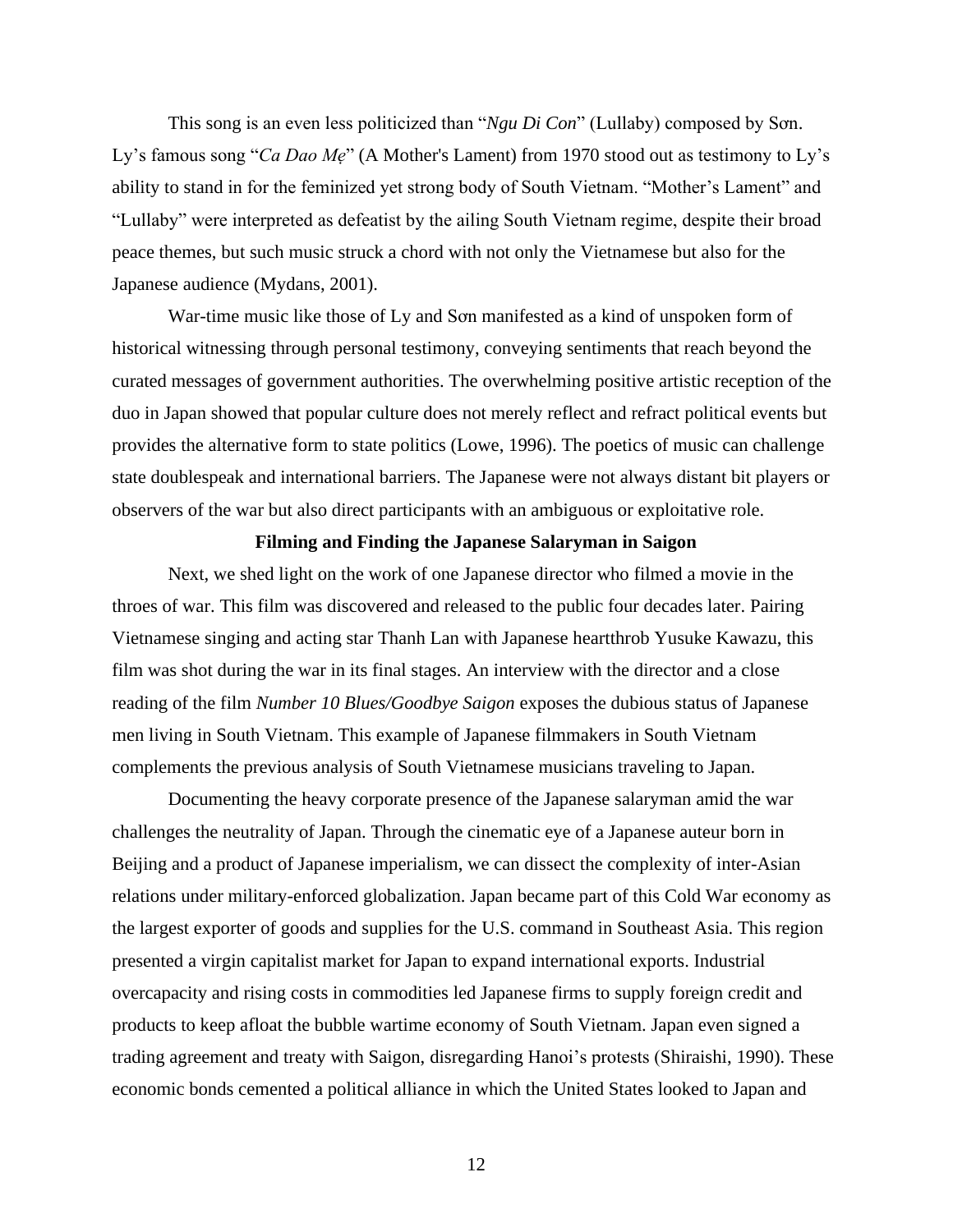This song is an even less politicized than "*Ngu Di Con*" (Lullaby) composed by Sơn. Ly's famous song "*Ca Dao Mẹ*" (A Mother's Lament) from 1970 stood out as testimony to Ly's ability to stand in for the feminized yet strong body of South Vietnam. "Mother's Lament" and "Lullaby" were interpreted as defeatist by the ailing South Vietnam regime, despite their broad peace themes, but such music struck a chord with not only the Vietnamese but also for the Japanese audience (Mydans, 2001).

War-time music like those of Ly and Sơn manifested as a kind of unspoken form of historical witnessing through personal testimony, conveying sentiments that reach beyond the curated messages of government authorities. The overwhelming positive artistic reception of the duo in Japan showed that popular culture does not merely reflect and refract political events but provides the alternative form to state politics (Lowe, 1996). The poetics of music can challenge state doublespeak and international barriers. The Japanese were not always distant bit players or observers of the war but also direct participants with an ambiguous or exploitative role.

**Filming and Finding the Japanese Salaryman in Saigon**

Next, we shed light on the work of one Japanese director who filmed a movie in the throes of war. This film was discovered and released to the public four decades later. Pairing Vietnamese singing and acting star Thanh Lan with Japanese heartthrob Yusuke Kawazu, this film was shot during the war in its final stages. An interview with the director and a close reading of the film *Number 10 Blues/Goodbye Saigon* exposes the dubious status of Japanese men living in South Vietnam. This example of Japanese filmmakers in South Vietnam complements the previous analysis of South Vietnamese musicians traveling to Japan.

Documenting the heavy corporate presence of the Japanese salaryman amid the war challenges the neutrality of Japan. Through the cinematic eye of a Japanese auteur born in Beijing and a product of Japanese imperialism, we can dissect the complexity of inter-Asian relations under military-enforced globalization. Japan became part of this Cold War economy as the largest exporter of goods and supplies for the U.S. command in Southeast Asia. This region presented a virgin capitalist market for Japan to expand international exports. Industrial overcapacity and rising costs in commodities led Japanese firms to supply foreign credit and products to keep afloat the bubble wartime economy of South Vietnam. Japan even signed a trading agreement and treaty with Saigon, disregarding Hanoi's protests (Shiraishi, 1990). These economic bonds cemented a political alliance in which the United States looked to Japan and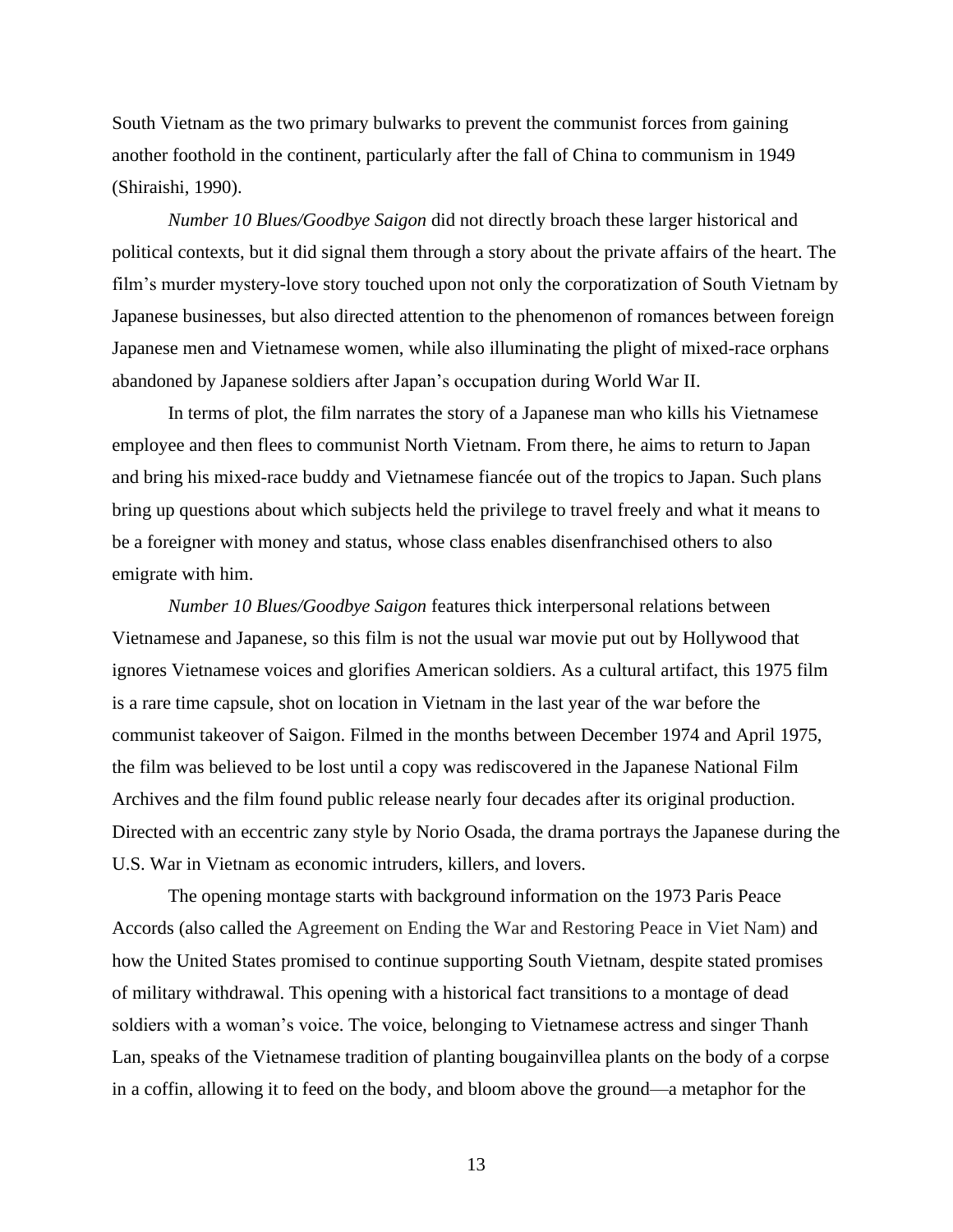South Vietnam as the two primary bulwarks to prevent the communist forces from gaining another foothold in the continent, particularly after the fall of China to communism in 1949 (Shiraishi, 1990).

*Number 10 Blues/Goodbye Saigon* did not directly broach these larger historical and political contexts, but it did signal them through a story about the private affairs of the heart. The film's murder mystery-love story touched upon not only the corporatization of South Vietnam by Japanese businesses, but also directed attention to the phenomenon of romances between foreign Japanese men and Vietnamese women, while also illuminating the plight of mixed-race orphans abandoned by Japanese soldiers after Japan's occupation during World War II.

In terms of plot, the film narrates the story of a Japanese man who kills his Vietnamese employee and then flees to communist North Vietnam. From there, he aims to return to Japan and bring his mixed-race buddy and Vietnamese fiancée out of the tropics to Japan. Such plans bring up questions about which subjects held the privilege to travel freely and what it means to be a foreigner with money and status, whose class enables disenfranchised others to also emigrate with him.

*Number 10 Blues/Goodbye Saigon* features thick interpersonal relations between Vietnamese and Japanese, so this film is not the usual war movie put out by Hollywood that ignores Vietnamese voices and glorifies American soldiers. As a cultural artifact, this 1975 film is a rare time capsule, shot on location in Vietnam in the last year of the war before the communist takeover of Saigon. Filmed in the months between December 1974 and April 1975, the film was believed to be lost until a copy was rediscovered in the Japanese National Film Archives and the film found public release nearly four decades after its original production. Directed with an eccentric zany style by Norio Osada, the drama portrays the Japanese during the U.S. War in Vietnam as economic intruders, killers, and lovers.

The opening montage starts with background information on the 1973 Paris Peace Accords (also called the Agreement on Ending the War and Restoring Peace in Viet Nam) and how the United States promised to continue supporting South Vietnam, despite stated promises of military withdrawal. This opening with a historical fact transitions to a montage of dead soldiers with a woman's voice. The voice, belonging to Vietnamese actress and singer Thanh Lan, speaks of the Vietnamese tradition of planting bougainvillea plants on the body of a corpse in a coffin, allowing it to feed on the body, and bloom above the ground—a metaphor for the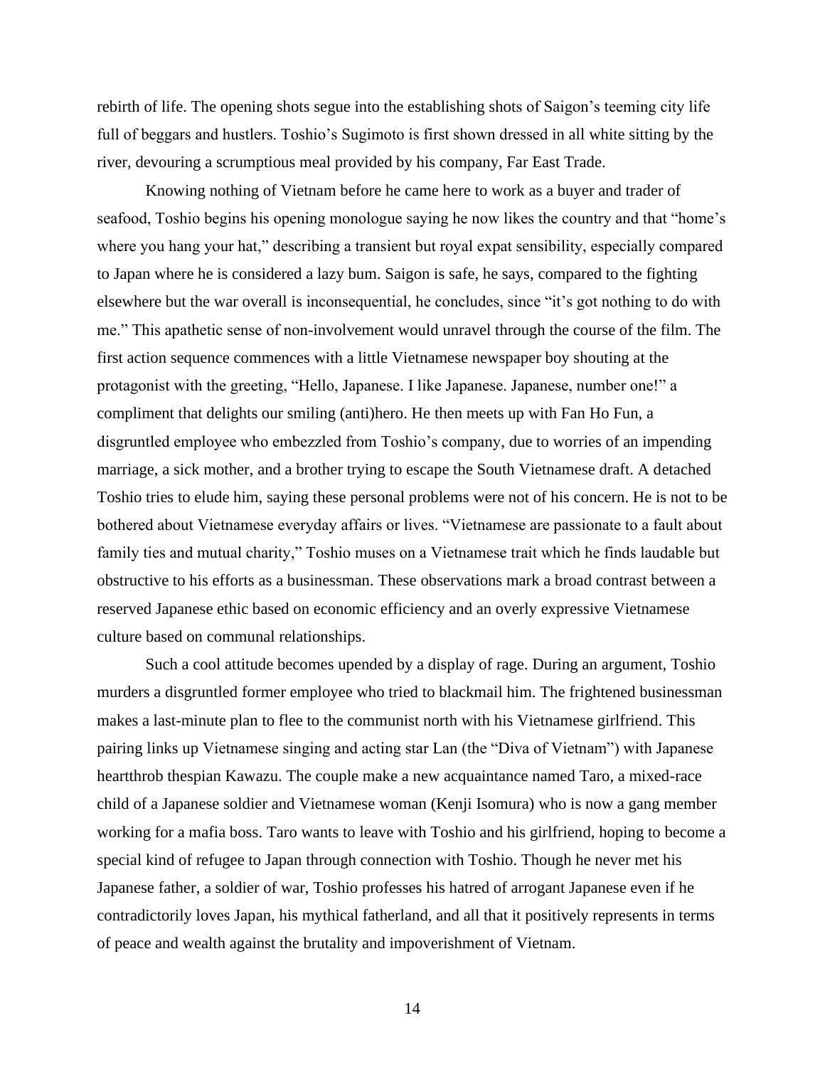rebirth of life. The opening shots segue into the establishing shots of Saigon's teeming city life full of beggars and hustlers. Toshio's Sugimoto is first shown dressed in all white sitting by the river, devouring a scrumptious meal provided by his company, Far East Trade.

Knowing nothing of Vietnam before he came here to work as a buyer and trader of seafood, Toshio begins his opening monologue saying he now likes the country and that "home's where you hang your hat," describing a transient but royal expat sensibility, especially compared to Japan where he is considered a lazy bum. Saigon is safe, he says, compared to the fighting elsewhere but the war overall is inconsequential, he concludes, since "it's got nothing to do with me." This apathetic sense of non-involvement would unravel through the course of the film. The first action sequence commences with a little Vietnamese newspaper boy shouting at the protagonist with the greeting, "Hello, Japanese. I like Japanese. Japanese, number one!" a compliment that delights our smiling (anti)hero. He then meets up with Fan Ho Fun, a disgruntled employee who embezzled from Toshio's company, due to worries of an impending marriage, a sick mother, and a brother trying to escape the South Vietnamese draft. A detached Toshio tries to elude him, saying these personal problems were not of his concern. He is not to be bothered about Vietnamese everyday affairs or lives. "Vietnamese are passionate to a fault about family ties and mutual charity," Toshio muses on a Vietnamese trait which he finds laudable but obstructive to his efforts as a businessman. These observations mark a broad contrast between a reserved Japanese ethic based on economic efficiency and an overly expressive Vietnamese culture based on communal relationships.

Such a cool attitude becomes upended by a display of rage. During an argument, Toshio murders a disgruntled former employee who tried to blackmail him. The frightened businessman makes a last-minute plan to flee to the communist north with his Vietnamese girlfriend. This pairing links up Vietnamese singing and acting star Lan (the "Diva of Vietnam") with Japanese heartthrob thespian Kawazu. The couple make a new acquaintance named Taro, a mixed-race child of a Japanese soldier and Vietnamese woman (Kenji Isomura) who is now a gang member working for a mafia boss. Taro wants to leave with Toshio and his girlfriend, hoping to become a special kind of refugee to Japan through connection with Toshio. Though he never met his Japanese father, a soldier of war, Toshio professes his hatred of arrogant Japanese even if he contradictorily loves Japan, his mythical fatherland, and all that it positively represents in terms of peace and wealth against the brutality and impoverishment of Vietnam.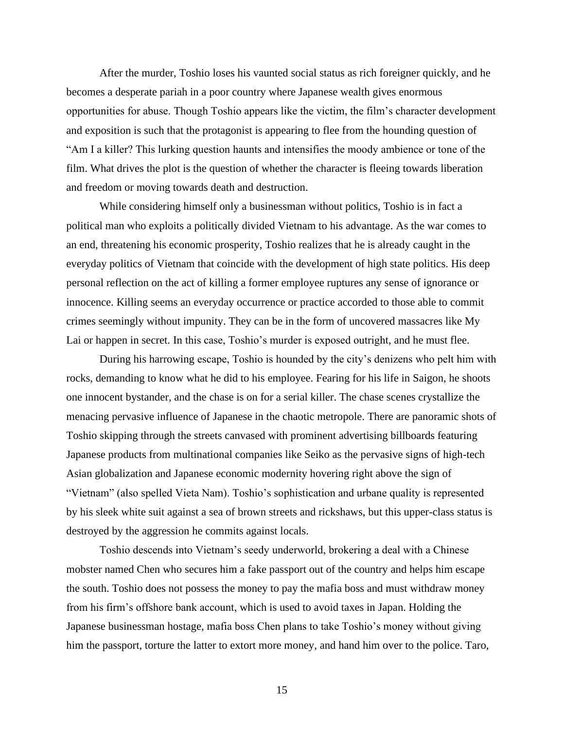After the murder, Toshio loses his vaunted social status as rich foreigner quickly, and he becomes a desperate pariah in a poor country where Japanese wealth gives enormous opportunities for abuse. Though Toshio appears like the victim, the film's character development and exposition is such that the protagonist is appearing to flee from the hounding question of "Am I a killer? This lurking question haunts and intensifies the moody ambience or tone of the film. What drives the plot is the question of whether the character is fleeing towards liberation and freedom or moving towards death and destruction.

While considering himself only a businessman without politics, Toshio is in fact a political man who exploits a politically divided Vietnam to his advantage. As the war comes to an end, threatening his economic prosperity, Toshio realizes that he is already caught in the everyday politics of Vietnam that coincide with the development of high state politics. His deep personal reflection on the act of killing a former employee ruptures any sense of ignorance or innocence. Killing seems an everyday occurrence or practice accorded to those able to commit crimes seemingly without impunity. They can be in the form of uncovered massacres like My Lai or happen in secret. In this case, Toshio's murder is exposed outright, and he must flee.

During his harrowing escape, Toshio is hounded by the city's denizens who pelt him with rocks, demanding to know what he did to his employee. Fearing for his life in Saigon, he shoots one innocent bystander, and the chase is on for a serial killer. The chase scenes crystallize the menacing pervasive influence of Japanese in the chaotic metropole. There are panoramic shots of Toshio skipping through the streets canvased with prominent advertising billboards featuring Japanese products from multinational companies like Seiko as the pervasive signs of high-tech Asian globalization and Japanese economic modernity hovering right above the sign of "Vietnam" (also spelled Vieta Nam). Toshio's sophistication and urbane quality is represented by his sleek white suit against a sea of brown streets and rickshaws, but this upper-class status is destroyed by the aggression he commits against locals.

Toshio descends into Vietnam's seedy underworld, brokering a deal with a Chinese mobster named Chen who secures him a fake passport out of the country and helps him escape the south. Toshio does not possess the money to pay the mafia boss and must withdraw money from his firm's offshore bank account, which is used to avoid taxes in Japan. Holding the Japanese businessman hostage, mafia boss Chen plans to take Toshio's money without giving him the passport, torture the latter to extort more money, and hand him over to the police. Taro,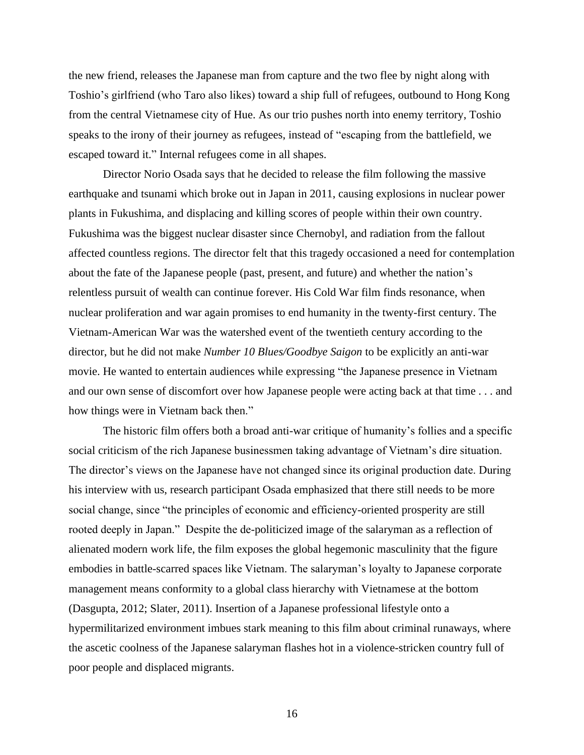the new friend, releases the Japanese man from capture and the two flee by night along with Toshio's girlfriend (who Taro also likes) toward a ship full of refugees, outbound to Hong Kong from the central Vietnamese city of Hue. As our trio pushes north into enemy territory, Toshio speaks to the irony of their journey as refugees, instead of "escaping from the battlefield, we escaped toward it." Internal refugees come in all shapes.

Director Norio Osada says that he decided to release the film following the massive earthquake and tsunami which broke out in Japan in 2011, causing explosions in nuclear power plants in Fukushima, and displacing and killing scores of people within their own country. Fukushima was the biggest nuclear disaster since Chernobyl, and radiation from the fallout affected countless regions. The director felt that this tragedy occasioned a need for contemplation about the fate of the Japanese people (past, present, and future) and whether the nation's relentless pursuit of wealth can continue forever. His Cold War film finds resonance, when nuclear proliferation and war again promises to end humanity in the twenty-first century. The Vietnam-American War was the watershed event of the twentieth century according to the director, but he did not make *Number 10 Blues/Goodbye Saigon* to be explicitly an anti-war movie. He wanted to entertain audiences while expressing "the Japanese presence in Vietnam and our own sense of discomfort over how Japanese people were acting back at that time . . . and how things were in Vietnam back then."

The historic film offers both a broad anti-war critique of humanity's follies and a specific social criticism of the rich Japanese businessmen taking advantage of Vietnam's dire situation. The director's views on the Japanese have not changed since its original production date. During his interview with us, research participant Osada emphasized that there still needs to be more social change, since "the principles of economic and efficiency-oriented prosperity are still rooted deeply in Japan." Despite the de-politicized image of the salaryman as a reflection of alienated modern work life, the film exposes the global hegemonic masculinity that the figure embodies in battle-scarred spaces like Vietnam. The salaryman's loyalty to Japanese corporate management means conformity to a global class hierarchy with Vietnamese at the bottom (Dasgupta, 2012; Slater, 2011). Insertion of a Japanese professional lifestyle onto a hypermilitarized environment imbues stark meaning to this film about criminal runaways, where the ascetic coolness of the Japanese salaryman flashes hot in a violence-stricken country full of poor people and displaced migrants.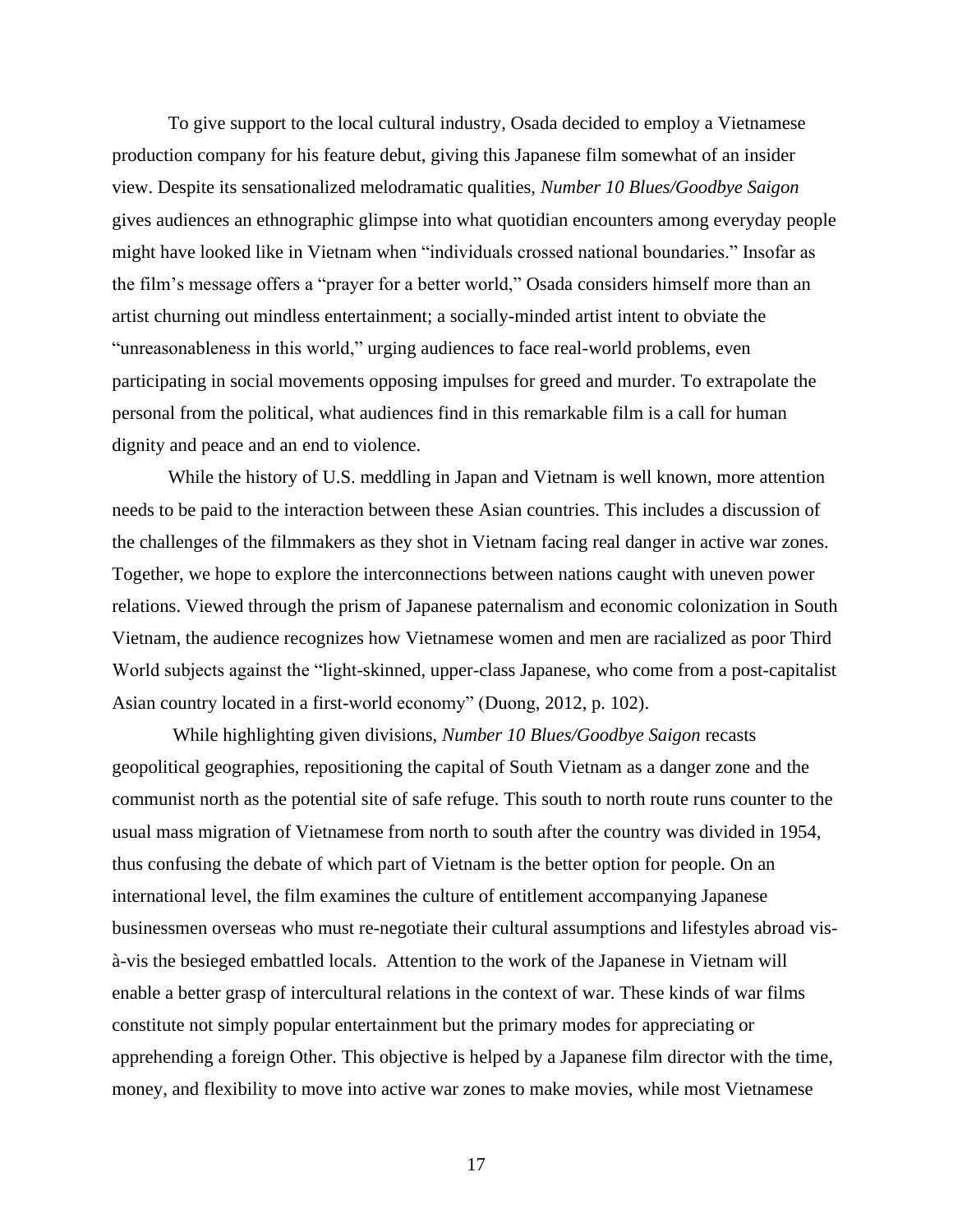To give support to the local cultural industry, Osada decided to employ a Vietnamese production company for his feature debut, giving this Japanese film somewhat of an insider view. Despite its sensationalized melodramatic qualities, *Number 10 Blues/Goodbye Saigon* gives audiences an ethnographic glimpse into what quotidian encounters among everyday people might have looked like in Vietnam when "individuals crossed national boundaries." Insofar as the film's message offers a "prayer for a better world," Osada considers himself more than an artist churning out mindless entertainment; a socially-minded artist intent to obviate the "unreasonableness in this world," urging audiences to face real-world problems, even participating in social movements opposing impulses for greed and murder. To extrapolate the personal from the political, what audiences find in this remarkable film is a call for human dignity and peace and an end to violence.

While the history of U.S. meddling in Japan and Vietnam is well known, more attention needs to be paid to the interaction between these Asian countries. This includes a discussion of the challenges of the filmmakers as they shot in Vietnam facing real danger in active war zones. Together, we hope to explore the interconnections between nations caught with uneven power relations. Viewed through the prism of Japanese paternalism and economic colonization in South Vietnam, the audience recognizes how Vietnamese women and men are racialized as poor Third World subjects against the "light-skinned, upper-class Japanese, who come from a post-capitalist Asian country located in a first-world economy" (Duong, 2012, p. 102).

While highlighting given divisions, *Number 10 Blues/Goodbye Saigon* recasts geopolitical geographies, repositioning the capital of South Vietnam as a danger zone and the communist north as the potential site of safe refuge. This south to north route runs counter to the usual mass migration of Vietnamese from north to south after the country was divided in 1954, thus confusing the debate of which part of Vietnam is the better option for people. On an international level, the film examines the culture of entitlement accompanying Japanese businessmen overseas who must re-negotiate their cultural assumptions and lifestyles abroad vis-à-vis the besieged embattled locals. Attention to the work of the Japanese in Vietnam will enable a better grasp of intercultural relations in the context of war. These kinds of war films constitute not simply popular entertainment but the primary modes for appreciating or apprehending a foreign Other. This objective is helped by a Japanese film director with the time, money, and flexibility to move into active war zones to make movies, while most Vietnamese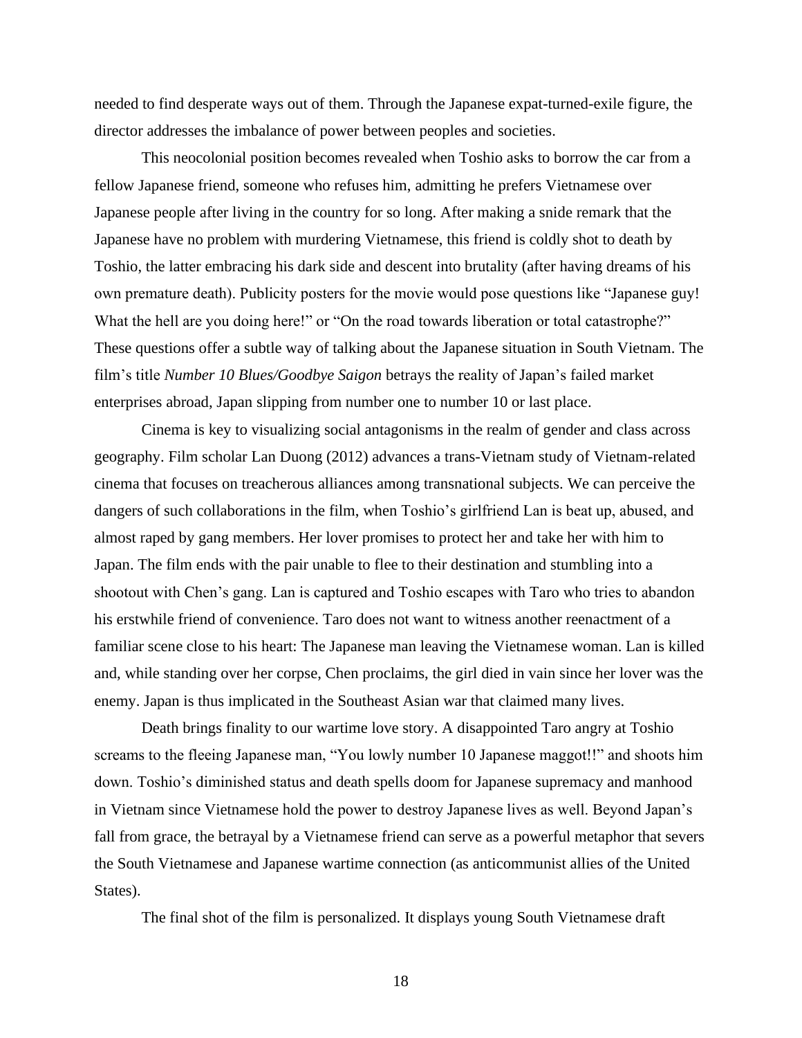needed to find desperate ways out of them. Through the Japanese expat-turned-exile figure, the director addresses the imbalance of power between peoples and societies.

This neocolonial position becomes revealed when Toshio asks to borrow the car from a fellow Japanese friend, someone who refuses him, admitting he prefers Vietnamese over Japanese people after living in the country for so long. After making a snide remark that the Japanese have no problem with murdering Vietnamese, this friend is coldly shot to death by Toshio, the latter embracing his dark side and descent into brutality (after having dreams of his own premature death). Publicity posters for the movie would pose questions like "Japanese guy! What the hell are you doing here!" or "On the road towards liberation or total catastrophe?" These questions offer a subtle way of talking about the Japanese situation in South Vietnam. The film's title *Number 10 Blues/Goodbye Saigon* betrays the reality of Japan's failed market enterprises abroad, Japan slipping from number one to number 10 or last place.

Cinema is key to visualizing social antagonisms in the realm of gender and class across geography. Film scholar Lan Duong (2012) advances a trans-Vietnam study of Vietnam-related cinema that focuses on treacherous alliances among transnational subjects. We can perceive the dangers of such collaborations in the film, when Toshio's girlfriend Lan is beat up, abused, and almost raped by gang members. Her lover promises to protect her and take her with him to Japan. The film ends with the pair unable to flee to their destination and stumbling into a shootout with Chen's gang. Lan is captured and Toshio escapes with Taro who tries to abandon his erstwhile friend of convenience. Taro does not want to witness another reenactment of a familiar scene close to his heart: The Japanese man leaving the Vietnamese woman. Lan is killed and, while standing over her corpse, Chen proclaims, the girl died in vain since her lover was the enemy. Japan is thus implicated in the Southeast Asian war that claimed many lives.

Death brings finality to our wartime love story. A disappointed Taro angry at Toshio screams to the fleeing Japanese man, "You lowly number 10 Japanese maggot!!" and shoots him down. Toshio's diminished status and death spells doom for Japanese supremacy and manhood in Vietnam since Vietnamese hold the power to destroy Japanese lives as well. Beyond Japan's fall from grace, the betrayal by a Vietnamese friend can serve as a powerful metaphor that severs the South Vietnamese and Japanese wartime connection (as anticommunist allies of the United States).

The final shot of the film is personalized. It displays young South Vietnamese draft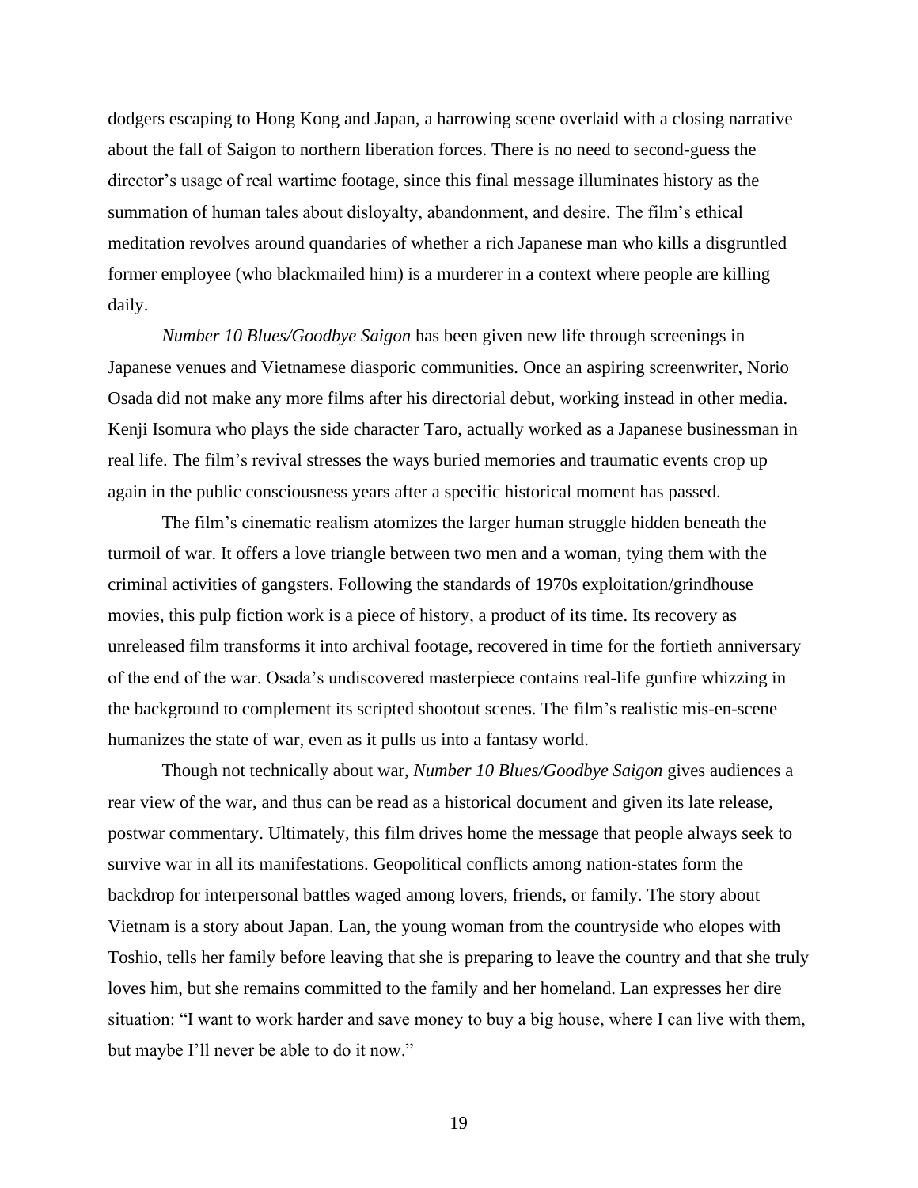dodgers escaping to Hong Kong and Japan, a harrowing scene overlaid with a closing narrative about the fall of Saigon to northern liberation forces. There is no need to second-guess the director's usage of real wartime footage, since this final message illuminates history as the summation of human tales about disloyalty, abandonment, and desire. The film's ethical meditation revolves around quandaries of whether a rich Japanese man who kills a disgruntled former employee (who blackmailed him) is a murderer in a context where people are killing daily.

*Number 10 Blues/Goodbye Saigon* has been given new life through screenings in Japanese venues and Vietnamese diasporic communities. Once an aspiring screenwriter, Norio Osada did not make any more films after his directorial debut, working instead in other media. Kenji Isomura who plays the side character Taro, actually worked as a Japanese businessman in real life. The film's revival stresses the ways buried memories and traumatic events crop up again in the public consciousness years after a specific historical moment has passed.

The film's cinematic realism atomizes the larger human struggle hidden beneath the turmoil of war. It offers a love triangle between two men and a woman, tying them with the criminal activities of gangsters. Following the standards of 1970s exploitation/grindhouse movies, this pulp fiction work is a piece of history, a product of its time. Its recovery as unreleased film transforms it into archival footage, recovered in time for the fortieth anniversary of the end of the war. Osada's undiscovered masterpiece contains real-life gunfire whizzing in the background to complement its scripted shootout scenes. The film's realistic mis-en-scene humanizes the state of war, even as it pulls us into a fantasy world.

Though not technically about war, *Number 10 Blues/Goodbye Saigon* gives audiences a rear view of the war, and thus can be read as a historical document and given its late release, postwar commentary. Ultimately, this film drives home the message that people always seek to survive war in all its manifestations. Geopolitical conflicts among nation-states form the backdrop for interpersonal battles waged among lovers, friends, or family. The story about Vietnam is a story about Japan. Lan, the young woman from the countryside who elopes with Toshio, tells her family before leaving that she is preparing to leave the country and that she truly loves him, but she remains committed to the family and her homeland. Lan expresses her dire situation: "I want to work harder and save money to buy a big house, where I can live with them, but maybe I'll never be able to do it now."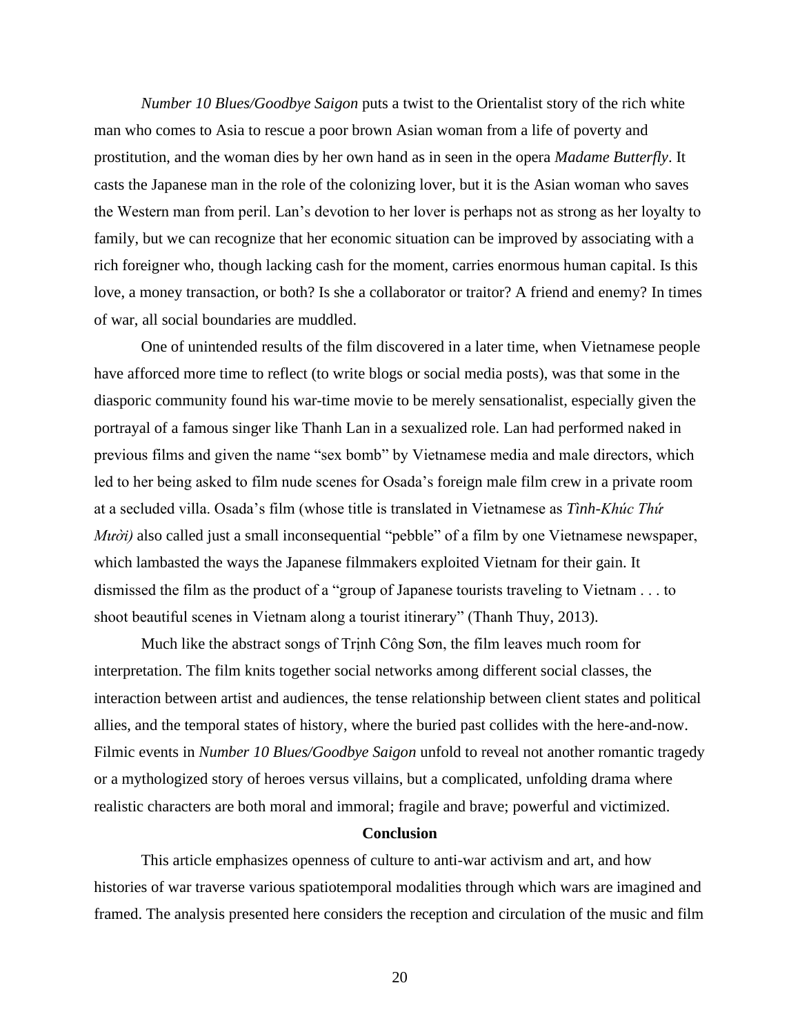*Number 10 Blues/Goodbye Saigon* puts a twist to the Orientalist story of the rich white man who comes to Asia to rescue a poor brown Asian woman from a life of poverty and prostitution, and the woman dies by her own hand as in seen in the opera *Madame Butterfly*. It casts the Japanese man in the role of the colonizing lover, but it is the Asian woman who saves the Western man from peril. Lan's devotion to her lover is perhaps not as strong as her loyalty to family, but we can recognize that her economic situation can be improved by associating with a rich foreigner who, though lacking cash for the moment, carries enormous human capital. Is this love, a money transaction, or both? Is she a collaborator or traitor? A friend and enemy? In times of war, all social boundaries are muddled.

One of unintended results of the film discovered in a later time, when Vietnamese people have afforced more time to reflect (to write blogs or social media posts), was that some in the diasporic community found his war-time movie to be merely sensationalist, especially given the portrayal of a famous singer like Thanh Lan in a sexualized role. Lan had performed naked in previous films and given the name "sex bomb" by Vietnamese media and male directors, which led to her being asked to film nude scenes for Osada's foreign male film crew in a private room at a secluded villa. Osada's film (whose title is translated in Vietnamese as *Tình-Khúc Thứ Mười)* also called just a small inconsequential "pebble" of a film by one Vietnamese newspaper, which lambasted the ways the Japanese filmmakers exploited Vietnam for their gain. It dismissed the film as the product of a "group of Japanese tourists traveling to Vietnam . . . to shoot beautiful scenes in Vietnam along a tourist itinerary" (Thanh Thuy, 2013).

Much like the abstract songs of Trịnh Công Sơn, the film leaves much room for interpretation. The film knits together social networks among different social classes, the interaction between artist and audiences, the tense relationship between client states and political allies, and the temporal states of history, where the buried past collides with the here-and-now. Filmic events in *Number 10 Blues/Goodbye Saigon* unfold to reveal not another romantic tragedy or a mythologized story of heroes versus villains, but a complicated, unfolding drama where realistic characters are both moral and immoral; fragile and brave; powerful and victimized.

## Conclusion

This article emphasizes openness of culture to anti-war activism and art, and how histories of war traverse various spatiotemporal modalities through which wars are imagined and framed. The analysis presented here considers the reception and circulation of the music and film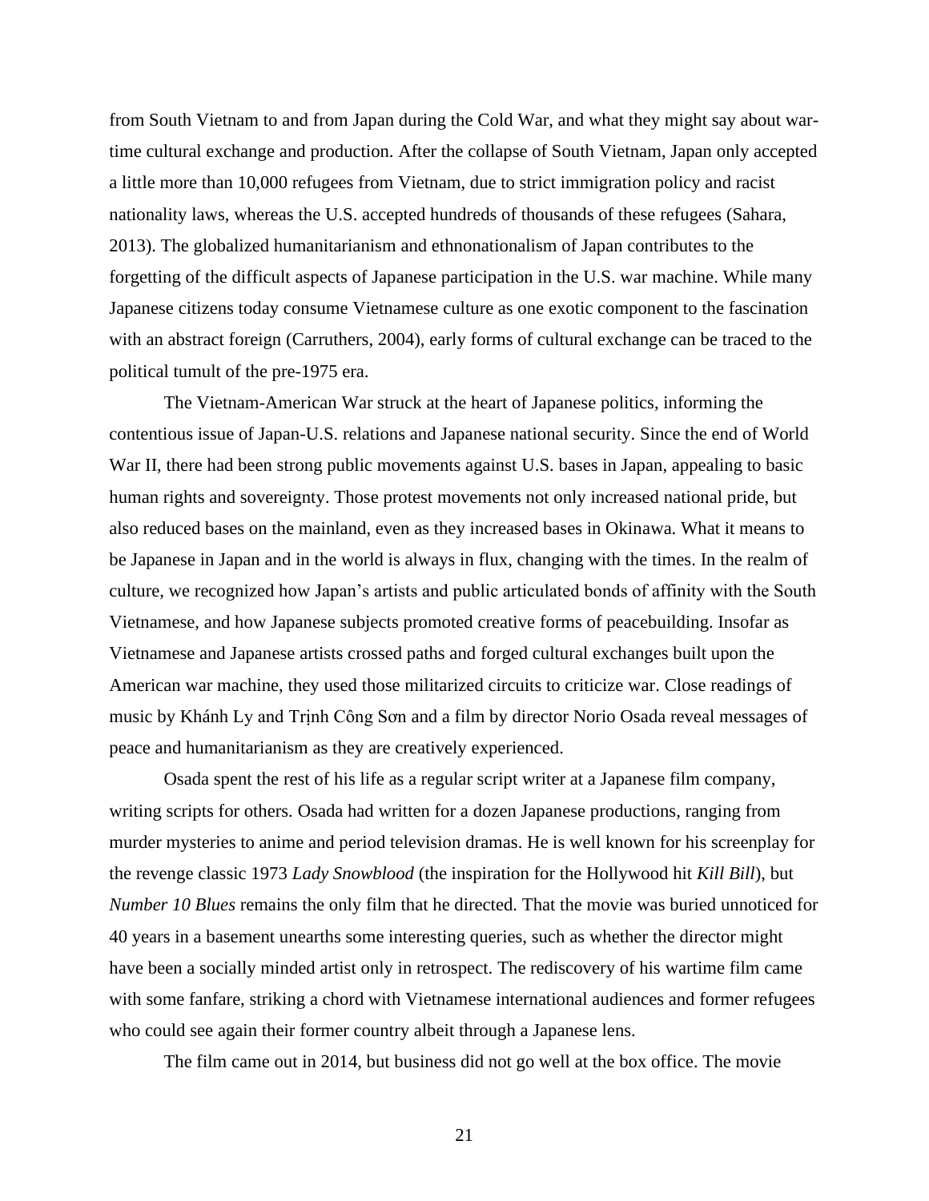from South Vietnam to and from Japan during the Cold War, and what they might say about war-time cultural exchange and production. After the collapse of South Vietnam, Japan only accepted a little more than 10,000 refugees from Vietnam, due to strict immigration policy and racist nationality laws, whereas the U.S. accepted hundreds of thousands of these refugees (Sahara, 2013). The globalized humanitarianism and ethnonationalism of Japan contributes to the forgetting of the difficult aspects of Japanese participation in the U.S. war machine. While many Japanese citizens today consume Vietnamese culture as one exotic component to the fascination with an abstract foreign (Carruthers, 2004), early forms of cultural exchange can be traced to the political tumult of the pre-1975 era.

The Vietnam-American War struck at the heart of Japanese politics, informing the contentious issue of Japan-U.S. relations and Japanese national security. Since the end of World War II, there had been strong public movements against U.S. bases in Japan, appealing to basic human rights and sovereignty. Those protest movements not only increased national pride, but also reduced bases on the mainland, even as they increased bases in Okinawa. What it means to be Japanese in Japan and in the world is always in flux, changing with the times. In the realm of culture, we recognized how Japan's artists and public articulated bonds of affinity with the South Vietnamese, and how Japanese subjects promoted creative forms of peacebuilding. Insofar as Vietnamese and Japanese artists crossed paths and forged cultural exchanges built upon the American war machine, they used those militarized circuits to criticize war. Close readings of music by Khánh Ly and Trịnh Công Sơn and a film by director Norio Osada reveal messages of peace and humanitarianism as they are creatively experienced.

Osada spent the rest of his life as a regular script writer at a Japanese film company, writing scripts for others. Osada had written for a dozen Japanese productions, ranging from murder mysteries to anime and period television dramas. He is well known for his screenplay for the revenge classic 1973 *Lady Snowblood* (the inspiration for the Hollywood hit *Kill Bill*), but *Number 10 Blues* remains the only film that he directed. That the movie was buried unnoticed for 40 years in a basement unearths some interesting queries, such as whether the director might have been a socially minded artist only in retrospect. The rediscovery of his wartime film came with some fanfare, striking a chord with Vietnamese international audiences and former refugees who could see again their former country albeit through a Japanese lens.

The film came out in 2014, but business did not go well at the box office. The movie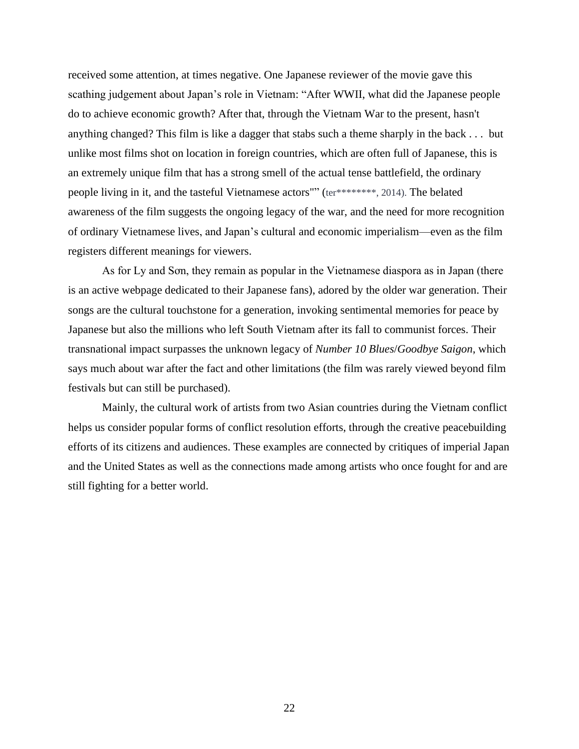received some attention, at times negative. One Japanese reviewer of the movie gave this scathing judgement about Japan's role in Vietnam: "After WWII, what did the Japanese people do to achieve economic growth? After that, through the Vietnam War to the present, hasn't anything changed? This film is like a dagger that stabs such a theme sharply in the back . . . but unlike most films shot on location in foreign countries, which are often full of Japanese, this is an extremely unique film that has a strong smell of the actual tense battlefield, the ordinary people living in it, and the tasteful Vietnamese actors"" (ter********, 2014). The belated awareness of the film suggests the ongoing legacy of the war, and the need for more recognition of ordinary Vietnamese lives, and Japan's cultural and economic imperialism—even as the film registers different meanings for viewers.

As for Ly and Sơn, they remain as popular in the Vietnamese diaspora as in Japan (there is an active webpage dedicated to their Japanese fans), adored by the older war generation. Their songs are the cultural touchstone for a generation, invoking sentimental memories for peace by Japanese but also the millions who left South Vietnam after its fall to communist forces. Their transnational impact surpasses the unknown legacy of *Number 10 Blues*/*Goodbye Saigon*, which says much about war after the fact and other limitations (the film was rarely viewed beyond film festivals but can still be purchased).

Mainly, the cultural work of artists from two Asian countries during the Vietnam conflict helps us consider popular forms of conflict resolution efforts, through the creative peacebuilding efforts of its citizens and audiences. These examples are connected by critiques of imperial Japan and the United States as well as the connections made among artists who once fought for and are still fighting for a better world.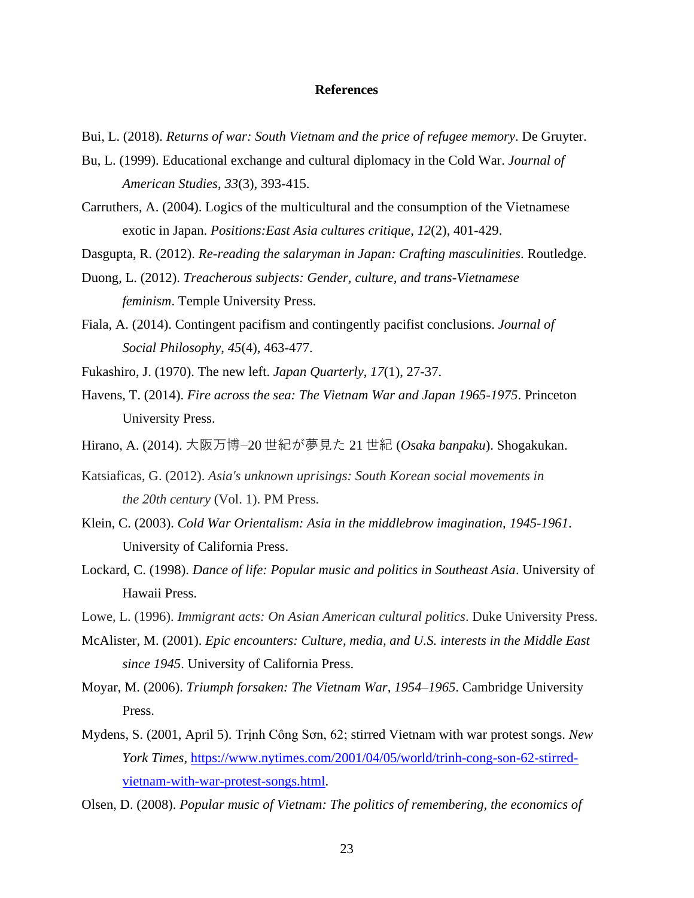**References**

Bui, L. (2018). *Returns of war: South Vietnam and the price of refugee memory*. De Gruyter.

Bu, L. (1999). Educational exchange and cultural diplomacy in the Cold War. *Journal of American Studies*, *33*(3), 393-415.

Carruthers, A. (2004). Logics of the multicultural and the consumption of the Vietnamese exotic in Japan. *Positions:East Asia cultures critique*, *12*(2), 401-429.

Dasgupta, R. (2012). *Re-reading the salaryman in Japan: Crafting masculinities*. Routledge.

Duong, L. (2012). *Treacherous subjects: Gender, culture, and trans-Vietnamese feminism*. Temple University Press.

Fiala, A. (2014). Contingent pacifism and contingently pacifist conclusions. *Journal of Social Philosophy*, *45*(4), 463-477.

Fukashiro, J. (1970). The new left. *Japan Quarterly*, *17*(1), 27-37.

Havens, T. (2014). *Fire across the sea: The Vietnam War and Japan 1965-1975*. Princeton University Press.

Hirano, A. (2014). 大阪万博−20 世紀が夢見た 21 世紀 (*Osaka banpaku*). Shogakukan.

Katsiaficas, G. (2012). *Asia's unknown uprisings: South Korean social movements in the 20th century* (Vol. 1). PM Press.

Klein, C. (2003). *Cold War Orientalism: Asia in the middlebrow imagination, 1945-1961*. University of California Press.

Lockard, C. (1998). *Dance of life: Popular music and politics in Southeast Asia*. University of Hawaii Press.

Lowe, L. (1996). *Immigrant acts: On Asian American cultural politics*. Duke University Press.

McAlister, M. (2001). *Epic encounters: Culture, media, and U.S. interests in the Middle East since 1945*. University of California Press.

Moyar, M. (2006). *Triumph forsaken: The Vietnam War, 1954–1965*. Cambridge University Press.

Mydens, S. (2001, April 5). Trịnh Công Sơn, 62; stirred Vietnam with war protest songs. *New York Times*, https://www.nytimes.com/2001/04/05/world/trinh-cong-son-62-stirred-vietnam-with-war-protest-songs.html.

Olsen, D. (2008). *Popular music of Vietnam: The politics of remembering, the economics of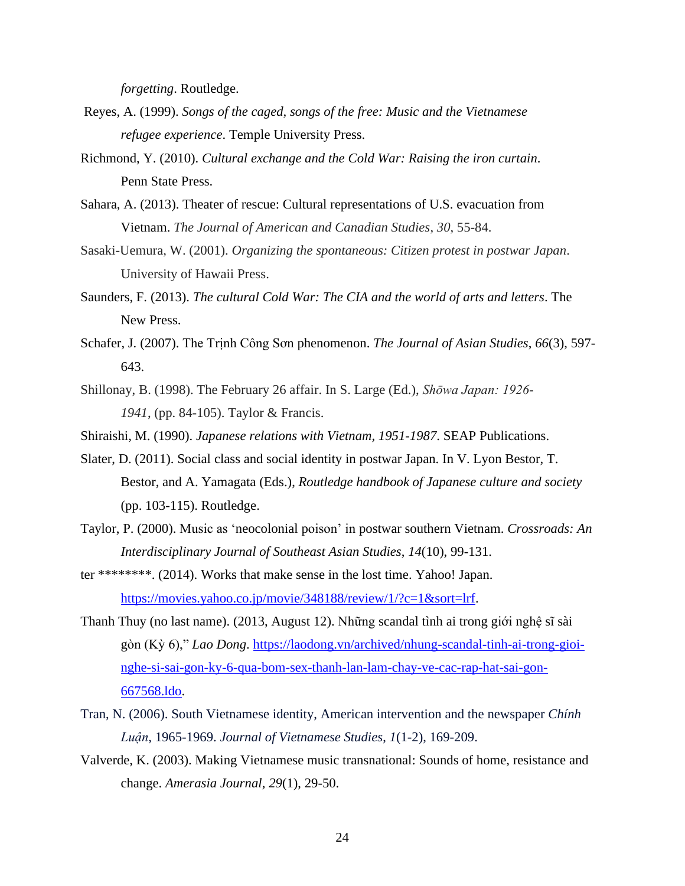*forgetting*. Routledge.

Reyes, A. (1999). *Songs of the caged, songs of the free: Music and the Vietnamese refugee experience*. Temple University Press.

Richmond, Y. (2010). *Cultural exchange and the Cold War: Raising the iron curtain*. Penn State Press.

Sahara, A. (2013). Theater of rescue: Cultural representations of U.S. evacuation from Vietnam. *The Journal of American and Canadian Studies*, *30*, 55-84.

Sasaki-Uemura, W. (2001). *Organizing the spontaneous: Citizen protest in postwar Japan*. University of Hawaii Press.

Saunders, F. (2013). *The cultural Cold War: The CIA and the world of arts and letters*. The New Press.

Schafer, J. (2007). The Trịnh Công Sơn phenomenon. *The Journal of Asian Studies*, *66*(3), 597-643.

Shillonay, B. (1998). The February 26 affair. In S. Large (Ed.), *Shōwa Japan: 1926-1941*, (pp. 84-105). Taylor & Francis.

Shiraishi, M. (1990). *Japanese relations with Vietnam, 1951-1987*. SEAP Publications.

Slater, D. (2011). Social class and social identity in postwar Japan. In V. Lyon Bestor, T. Bestor, and A. Yamagata (Eds.), *Routledge handbook of Japanese culture and society* (pp. 103-115). Routledge.

Taylor, P. (2000). Music as 'neocolonial poison' in postwar southern Vietnam. *Crossroads: An Interdisciplinary Journal of Southeast Asian Studies*, *14*(10), 99-131.

ter ********. (2014). Works that make sense in the lost time. Yahoo! Japan. https://movies.yahoo.co.jp/movie/348188/review/1/?c=1&sort=lrf.

Thanh Thuy (no last name). (2013, August 12). Những scandal tình ai trong giới nghệ sĩ sài gòn (Kỳ 6)," *Lao Dong*. https://laodong.vn/archived/nhung-scandal-tinh-ai-trong-gioi-nghe-si-sai-gon-ky-6-qua-bom-sex-thanh-lan-lam-chay-ve-cac-rap-hat-sai-gon-667568.ldo.

Tran, N. (2006). South Vietnamese identity, American intervention and the newspaper *Chính Luận*, 1965-1969. *Journal of Vietnamese Studies*, *1*(1-2), 169-209.

Valverde, K. (2003). Making Vietnamese music transnational: Sounds of home, resistance and change. *Amerasia Journal*, *29*(1), 29-50.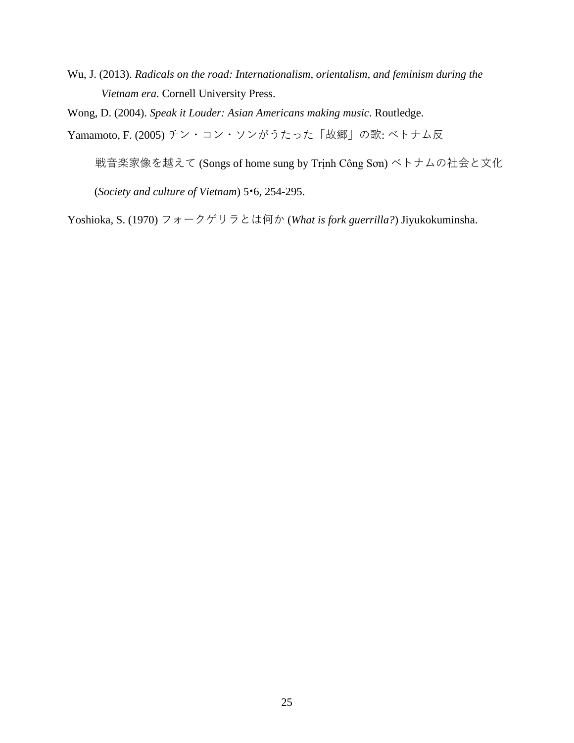Wu, J. (2013). *Radicals on the road: Internationalism, orientalism, and feminism during the Vietnam era*. Cornell University Press.

Wong, D. (2004). *Speak it Louder: Asian Americans making music*. Routledge.

Yamamoto, F. (2005) チン・コン・ソンがうたった「故郷」の歌: ベトナム反戦音楽家像を越えて (Songs of home sung by Trịnh Công Sơn) ベトナムの社会と文化 (*Society and culture of Vietnam*) 5•6, 254-295.

Yoshioka, S. (1970) フォークゲリラとは何か (*What is fork guerrilla?*) Jiyukokuminsha.